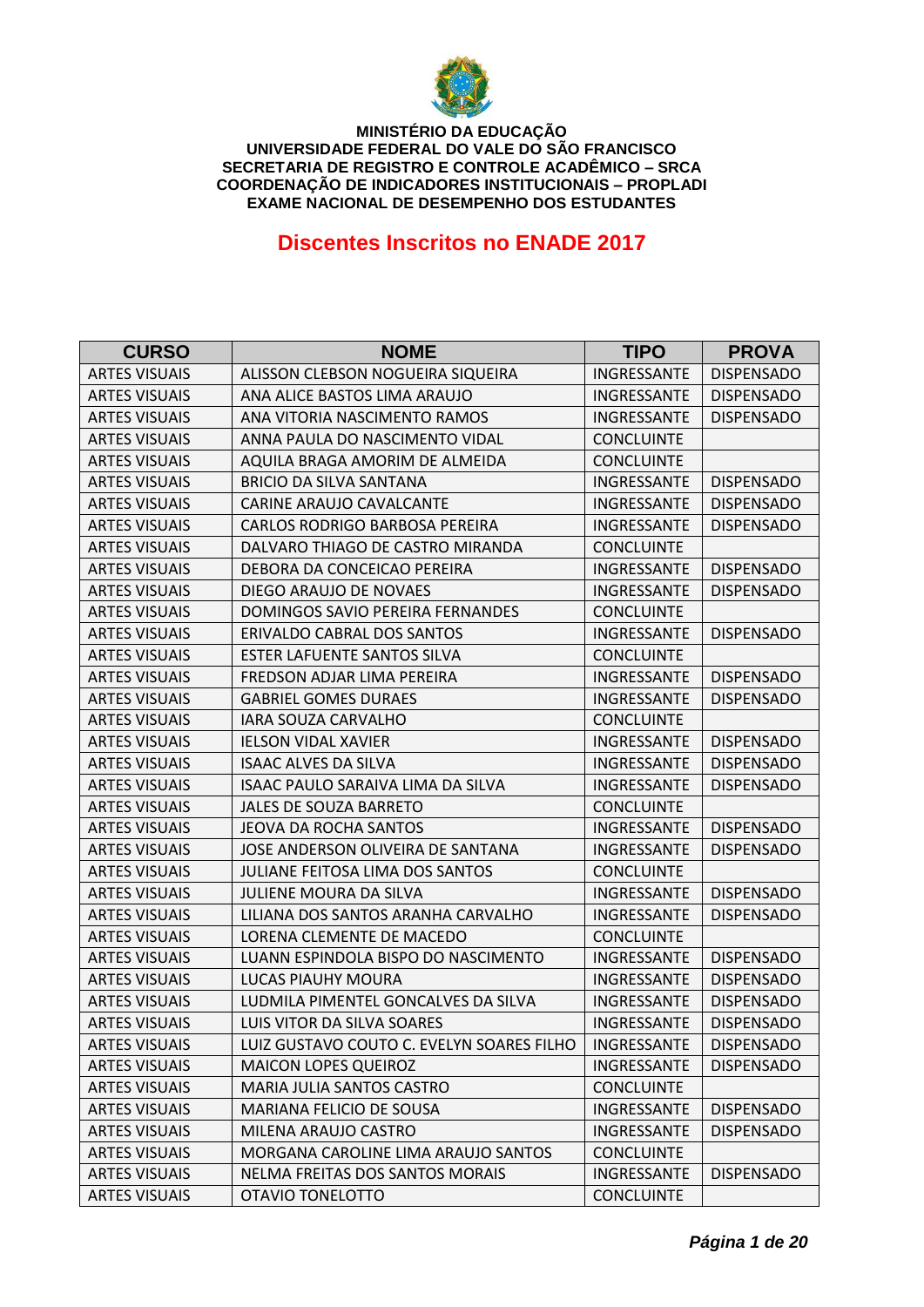**MINISTÉRIO DA EDUCAÇÃO**
**UNIVERSIDADE FEDERAL DO VALE DO SÃO FRANCISCO**
**SECRETARIA DE REGISTRO E CONTROLE ACADÊMICO – SRCA**
**COORDENAÇÃO DE INDICADORES INSTITUCIONAIS – PROPLADI**
**EXAME NACIONAL DE DESEMPENHO DOS ESTUDANTES**

# Discentes Inscritos no ENADE 2017

| CURSO | NOME | TIPO | PROVA |
|---|---|---|---|
| ARTES VISUAIS | ALISSON CLEBSON NOGUEIRA SIQUEIRA | INGRESSANTE | DISPENSADO |
| ARTES VISUAIS | ANA ALICE BASTOS LIMA ARAUJO | INGRESSANTE | DISPENSADO |
| ARTES VISUAIS | ANA VITORIA NASCIMENTO RAMOS | INGRESSANTE | DISPENSADO |
| ARTES VISUAIS | ANNA PAULA DO NASCIMENTO VIDAL | CONCLUINTE | |
| ARTES VISUAIS | AQUILA BRAGA AMORIM DE ALMEIDA | CONCLUINTE | |
| ARTES VISUAIS | BRICIO DA SILVA SANTANA | INGRESSANTE | DISPENSADO |
| ARTES VISUAIS | CARINE ARAUJO CAVALCANTE | INGRESSANTE | DISPENSADO |
| ARTES VISUAIS | CARLOS RODRIGO BARBOSA PEREIRA | INGRESSANTE | DISPENSADO |
| ARTES VISUAIS | DALVARO THIAGO DE CASTRO MIRANDA | CONCLUINTE | |
| ARTES VISUAIS | DEBORA DA CONCEICAO PEREIRA | INGRESSANTE | DISPENSADO |
| ARTES VISUAIS | DIEGO ARAUJO DE NOVAES | INGRESSANTE | DISPENSADO |
| ARTES VISUAIS | DOMINGOS SAVIO PEREIRA FERNANDES | CONCLUINTE | |
| ARTES VISUAIS | ERIVALDO CABRAL DOS SANTOS | INGRESSANTE | DISPENSADO |
| ARTES VISUAIS | ESTER LAFUENTE SANTOS SILVA | CONCLUINTE | |
| ARTES VISUAIS | FREDSON ADJAR LIMA PEREIRA | INGRESSANTE | DISPENSADO |
| ARTES VISUAIS | GABRIEL GOMES DURAES | INGRESSANTE | DISPENSADO |
| ARTES VISUAIS | IARA SOUZA CARVALHO | CONCLUINTE | |
| ARTES VISUAIS | IELSON VIDAL XAVIER | INGRESSANTE | DISPENSADO |
| ARTES VISUAIS | ISAAC ALVES DA SILVA | INGRESSANTE | DISPENSADO |
| ARTES VISUAIS | ISAAC PAULO SARAIVA LIMA DA SILVA | INGRESSANTE | DISPENSADO |
| ARTES VISUAIS | JALES DE SOUZA BARRETO | CONCLUINTE | |
| ARTES VISUAIS | JEOVA DA ROCHA SANTOS | INGRESSANTE | DISPENSADO |
| ARTES VISUAIS | JOSE ANDERSON OLIVEIRA DE SANTANA | INGRESSANTE | DISPENSADO |
| ARTES VISUAIS | JULIANE FEITOSA LIMA DOS SANTOS | CONCLUINTE | |
| ARTES VISUAIS | JULIENE MOURA DA SILVA | INGRESSANTE | DISPENSADO |
| ARTES VISUAIS | LILIANA DOS SANTOS ARANHA CARVALHO | INGRESSANTE | DISPENSADO |
| ARTES VISUAIS | LORENA CLEMENTE DE MACEDO | CONCLUINTE | |
| ARTES VISUAIS | LUANN ESPINDOLA BISPO DO NASCIMENTO | INGRESSANTE | DISPENSADO |
| ARTES VISUAIS | LUCAS PIAUHY MOURA | INGRESSANTE | DISPENSADO |
| ARTES VISUAIS | LUDMILA PIMENTEL GONCALVES DA SILVA | INGRESSANTE | DISPENSADO |
| ARTES VISUAIS | LUIS VITOR DA SILVA SOARES | INGRESSANTE | DISPENSADO |
| ARTES VISUAIS | LUIZ GUSTAVO COUTO C. EVELYN SOARES FILHO | INGRESSANTE | DISPENSADO |
| ARTES VISUAIS | MAICON LOPES QUEIROZ | INGRESSANTE | DISPENSADO |
| ARTES VISUAIS | MARIA JULIA SANTOS CASTRO | CONCLUINTE | |
| ARTES VISUAIS | MARIANA FELICIO DE SOUSA | INGRESSANTE | DISPENSADO |
| ARTES VISUAIS | MILENA ARAUJO CASTRO | INGRESSANTE | DISPENSADO |
| ARTES VISUAIS | MORGANA CAROLINE LIMA ARAUJO SANTOS | CONCLUINTE | |
| ARTES VISUAIS | NELMA FREITAS DOS SANTOS MORAIS | INGRESSANTE | DISPENSADO |
| ARTES VISUAIS | OTAVIO TONELOTTO | CONCLUINTE | |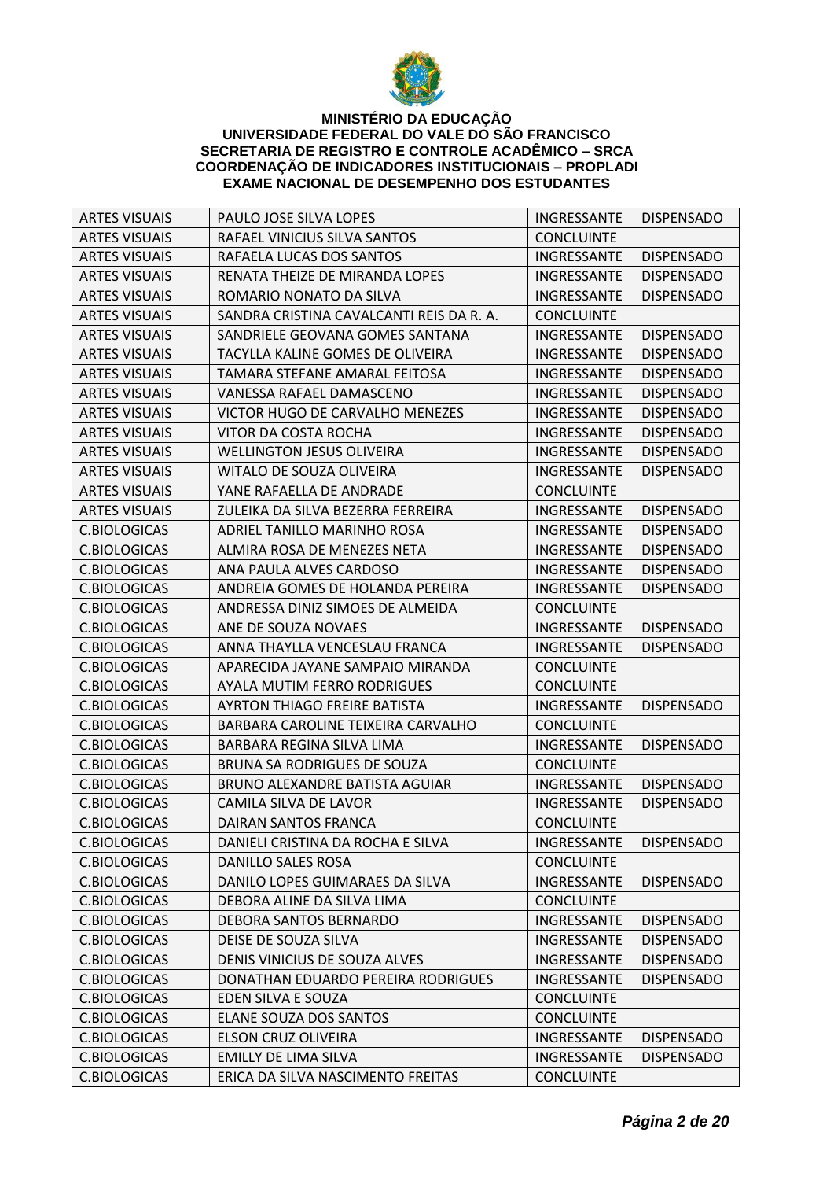**MINISTÉRIO DA EDUCAÇÃO**
**UNIVERSIDADE FEDERAL DO VALE DO SÃO FRANCISCO**
**SECRETARIA DE REGISTRO E CONTROLE ACADÊMICO – SRCA**
**COORDENAÇÃO DE INDICADORES INSTITUCIONAIS – PROPLADI**
**EXAME NACIONAL DE DESEMPENHO DOS ESTUDANTES**

| | | | |
|---|---|---|---|
| ARTES VISUAIS | PAULO JOSE SILVA LOPES | INGRESSANTE | DISPENSADO |
| ARTES VISUAIS | RAFAEL VINICIUS SILVA SANTOS | CONCLUINTE | |
| ARTES VISUAIS | RAFAELA LUCAS DOS SANTOS | INGRESSANTE | DISPENSADO |
| ARTES VISUAIS | RENATA THEIZE DE MIRANDA LOPES | INGRESSANTE | DISPENSADO |
| ARTES VISUAIS | ROMARIO NONATO DA SILVA | INGRESSANTE | DISPENSADO |
| ARTES VISUAIS | SANDRA CRISTINA CAVALCANTI REIS DA R. A. | CONCLUINTE | |
| ARTES VISUAIS | SANDRIELE GEOVANA GOMES SANTANA | INGRESSANTE | DISPENSADO |
| ARTES VISUAIS | TACYLLA KALINE GOMES DE OLIVEIRA | INGRESSANTE | DISPENSADO |
| ARTES VISUAIS | TAMARA STEFANE AMARAL FEITOSA | INGRESSANTE | DISPENSADO |
| ARTES VISUAIS | VANESSA RAFAEL DAMASCENO | INGRESSANTE | DISPENSADO |
| ARTES VISUAIS | VICTOR HUGO DE CARVALHO MENEZES | INGRESSANTE | DISPENSADO |
| ARTES VISUAIS | VITOR DA COSTA ROCHA | INGRESSANTE | DISPENSADO |
| ARTES VISUAIS | WELLINGTON JESUS OLIVEIRA | INGRESSANTE | DISPENSADO |
| ARTES VISUAIS | WITALO DE SOUZA OLIVEIRA | INGRESSANTE | DISPENSADO |
| ARTES VISUAIS | YANE RAFAELLA DE ANDRADE | CONCLUINTE | |
| ARTES VISUAIS | ZULEIKA DA SILVA BEZERRA FERREIRA | INGRESSANTE | DISPENSADO |
| C.BIOLOGICAS | ADRIEL TANILLO MARINHO ROSA | INGRESSANTE | DISPENSADO |
| C.BIOLOGICAS | ALMIRA ROSA DE MENEZES NETA | INGRESSANTE | DISPENSADO |
| C.BIOLOGICAS | ANA PAULA ALVES CARDOSO | INGRESSANTE | DISPENSADO |
| C.BIOLOGICAS | ANDREIA GOMES DE HOLANDA PEREIRA | INGRESSANTE | DISPENSADO |
| C.BIOLOGICAS | ANDRESSA DINIZ SIMOES DE ALMEIDA | CONCLUINTE | |
| C.BIOLOGICAS | ANE DE SOUZA NOVAES | INGRESSANTE | DISPENSADO |
| C.BIOLOGICAS | ANNA THAYLLA VENCESLAU FRANCA | INGRESSANTE | DISPENSADO |
| C.BIOLOGICAS | APARECIDA JAYANE SAMPAIO MIRANDA | CONCLUINTE | |
| C.BIOLOGICAS | AYALA MUTIM FERRO RODRIGUES | CONCLUINTE | |
| C.BIOLOGICAS | AYRTON THIAGO FREIRE BATISTA | INGRESSANTE | DISPENSADO |
| C.BIOLOGICAS | BARBARA CAROLINE TEIXEIRA CARVALHO | CONCLUINTE | |
| C.BIOLOGICAS | BARBARA REGINA SILVA LIMA | INGRESSANTE | DISPENSADO |
| C.BIOLOGICAS | BRUNA SA RODRIGUES DE SOUZA | CONCLUINTE | |
| C.BIOLOGICAS | BRUNO ALEXANDRE BATISTA AGUIAR | INGRESSANTE | DISPENSADO |
| C.BIOLOGICAS | CAMILA SILVA DE LAVOR | INGRESSANTE | DISPENSADO |
| C.BIOLOGICAS | DAIRAN SANTOS FRANCA | CONCLUINTE | |
| C.BIOLOGICAS | DANIELI CRISTINA DA ROCHA E SILVA | INGRESSANTE | DISPENSADO |
| C.BIOLOGICAS | DANILLO SALES ROSA | CONCLUINTE | |
| C.BIOLOGICAS | DANILO LOPES GUIMARAES DA SILVA | INGRESSANTE | DISPENSADO |
| C.BIOLOGICAS | DEBORA ALINE DA SILVA LIMA | CONCLUINTE | |
| C.BIOLOGICAS | DEBORA SANTOS BERNARDO | INGRESSANTE | DISPENSADO |
| C.BIOLOGICAS | DEISE DE SOUZA SILVA | INGRESSANTE | DISPENSADO |
| C.BIOLOGICAS | DENIS VINICIUS DE SOUZA ALVES | INGRESSANTE | DISPENSADO |
| C.BIOLOGICAS | DONATHAN EDUARDO PEREIRA RODRIGUES | INGRESSANTE | DISPENSADO |
| C.BIOLOGICAS | EDEN SILVA E SOUZA | CONCLUINTE | |
| C.BIOLOGICAS | ELANE SOUZA DOS SANTOS | CONCLUINTE | |
| C.BIOLOGICAS | ELSON CRUZ OLIVEIRA | INGRESSANTE | DISPENSADO |
| C.BIOLOGICAS | EMILLY DE LIMA SILVA | INGRESSANTE | DISPENSADO |
| C.BIOLOGICAS | ERICA DA SILVA NASCIMENTO FREITAS | CONCLUINTE | |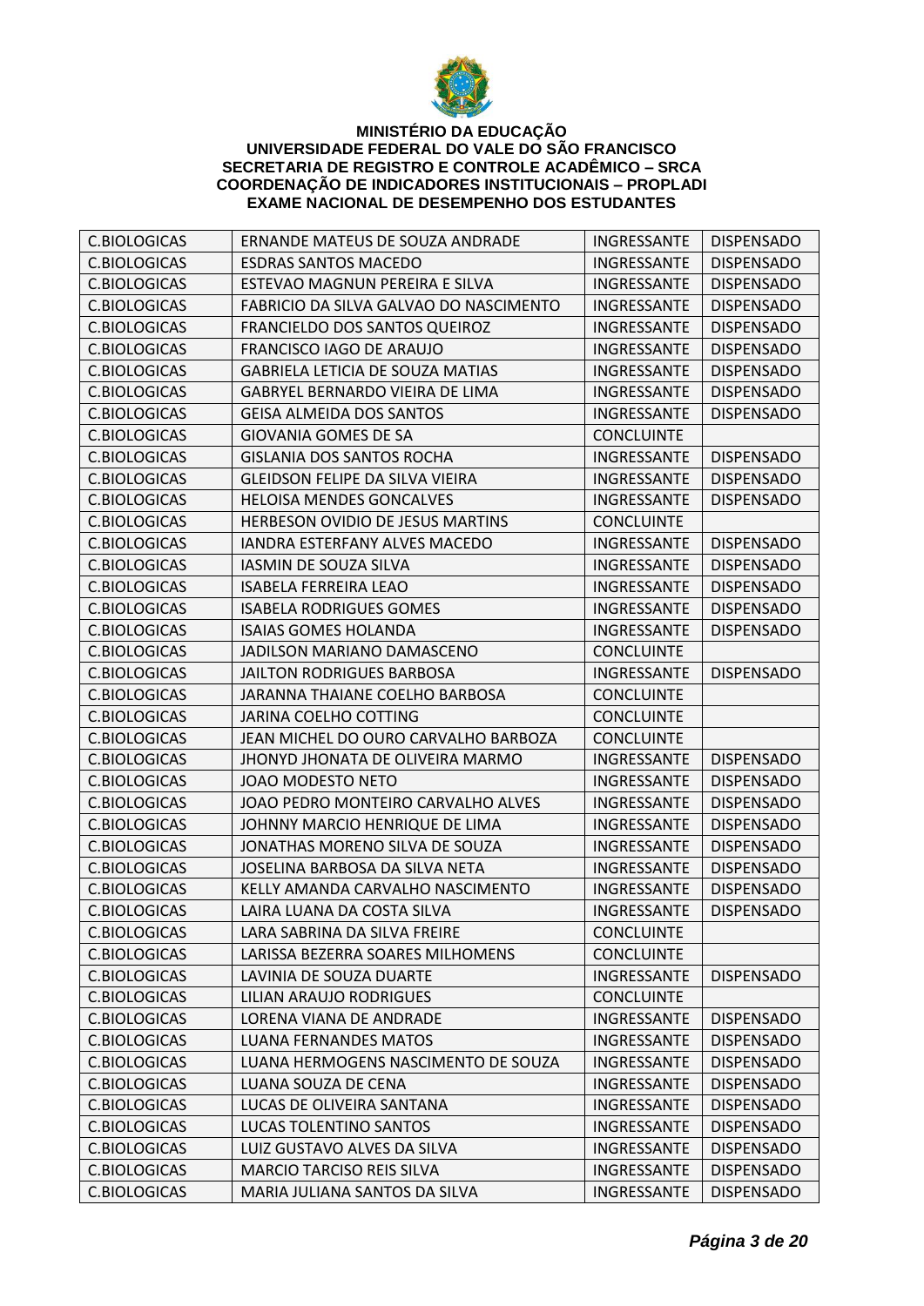**MINISTÉRIO DA EDUCAÇÃO**
**UNIVERSIDADE FEDERAL DO VALE DO SÃO FRANCISCO**
**SECRETARIA DE REGISTRO E CONTROLE ACADÊMICO – SRCA**
**COORDENAÇÃO DE INDICADORES INSTITUCIONAIS – PROPLADI**
**EXAME NACIONAL DE DESEMPENHO DOS ESTUDANTES**

| | | | |
|---|---|---|---|
| C.BIOLOGICAS | ERNANDE MATEUS DE SOUZA ANDRADE | INGRESSANTE | DISPENSADO |
| C.BIOLOGICAS | ESDRAS SANTOS MACEDO | INGRESSANTE | DISPENSADO |
| C.BIOLOGICAS | ESTEVAO MAGNUN PEREIRA E SILVA | INGRESSANTE | DISPENSADO |
| C.BIOLOGICAS | FABRICIO DA SILVA GALVAO DO NASCIMENTO | INGRESSANTE | DISPENSADO |
| C.BIOLOGICAS | FRANCIELDO DOS SANTOS QUEIROZ | INGRESSANTE | DISPENSADO |
| C.BIOLOGICAS | FRANCISCO IAGO DE ARAUJO | INGRESSANTE | DISPENSADO |
| C.BIOLOGICAS | GABRIELA LETICIA DE SOUZA MATIAS | INGRESSANTE | DISPENSADO |
| C.BIOLOGICAS | GABRYEL BERNARDO VIEIRA DE LIMA | INGRESSANTE | DISPENSADO |
| C.BIOLOGICAS | GEISA ALMEIDA DOS SANTOS | INGRESSANTE | DISPENSADO |
| C.BIOLOGICAS | GIOVANIA GOMES DE SA | CONCLUINTE | |
| C.BIOLOGICAS | GISLANIA DOS SANTOS ROCHA | INGRESSANTE | DISPENSADO |
| C.BIOLOGICAS | GLEIDSON FELIPE DA SILVA VIEIRA | INGRESSANTE | DISPENSADO |
| C.BIOLOGICAS | HELOISA MENDES GONCALVES | INGRESSANTE | DISPENSADO |
| C.BIOLOGICAS | HERBESON OVIDIO DE JESUS MARTINS | CONCLUINTE | |
| C.BIOLOGICAS | IANDRA ESTERFANY ALVES MACEDO | INGRESSANTE | DISPENSADO |
| C.BIOLOGICAS | IASMIN DE SOUZA SILVA | INGRESSANTE | DISPENSADO |
| C.BIOLOGICAS | ISABELA FERREIRA LEAO | INGRESSANTE | DISPENSADO |
| C.BIOLOGICAS | ISABELA RODRIGUES GOMES | INGRESSANTE | DISPENSADO |
| C.BIOLOGICAS | ISAIAS GOMES HOLANDA | INGRESSANTE | DISPENSADO |
| C.BIOLOGICAS | JADILSON MARIANO DAMASCENO | CONCLUINTE | |
| C.BIOLOGICAS | JAILTON RODRIGUES BARBOSA | INGRESSANTE | DISPENSADO |
| C.BIOLOGICAS | JARANNA THAIANE COELHO BARBOSA | CONCLUINTE | |
| C.BIOLOGICAS | JARINA COELHO COTTING | CONCLUINTE | |
| C.BIOLOGICAS | JEAN MICHEL DO OURO CARVALHO BARBOZA | CONCLUINTE | |
| C.BIOLOGICAS | JHONYD JHONATA DE OLIVEIRA MARMO | INGRESSANTE | DISPENSADO |
| C.BIOLOGICAS | JOAO MODESTO NETO | INGRESSANTE | DISPENSADO |
| C.BIOLOGICAS | JOAO PEDRO MONTEIRO CARVALHO ALVES | INGRESSANTE | DISPENSADO |
| C.BIOLOGICAS | JOHNNY MARCIO HENRIQUE DE LIMA | INGRESSANTE | DISPENSADO |
| C.BIOLOGICAS | JONATHAS MORENO SILVA DE SOUZA | INGRESSANTE | DISPENSADO |
| C.BIOLOGICAS | JOSELINA BARBOSA DA SILVA NETA | INGRESSANTE | DISPENSADO |
| C.BIOLOGICAS | KELLY AMANDA CARVALHO NASCIMENTO | INGRESSANTE | DISPENSADO |
| C.BIOLOGICAS | LAIRA LUANA DA COSTA SILVA | INGRESSANTE | DISPENSADO |
| C.BIOLOGICAS | LARA SABRINA DA SILVA FREIRE | CONCLUINTE | |
| C.BIOLOGICAS | LARISSA BEZERRA SOARES MILHOMENS | CONCLUINTE | |
| C.BIOLOGICAS | LAVINIA DE SOUZA DUARTE | INGRESSANTE | DISPENSADO |
| C.BIOLOGICAS | LILIAN ARAUJO RODRIGUES | CONCLUINTE | |
| C.BIOLOGICAS | LORENA VIANA DE ANDRADE | INGRESSANTE | DISPENSADO |
| C.BIOLOGICAS | LUANA FERNANDES MATOS | INGRESSANTE | DISPENSADO |
| C.BIOLOGICAS | LUANA HERMOGENS NASCIMENTO DE SOUZA | INGRESSANTE | DISPENSADO |
| C.BIOLOGICAS | LUANA SOUZA DE CENA | INGRESSANTE | DISPENSADO |
| C.BIOLOGICAS | LUCAS DE OLIVEIRA SANTANA | INGRESSANTE | DISPENSADO |
| C.BIOLOGICAS | LUCAS TOLENTINO SANTOS | INGRESSANTE | DISPENSADO |
| C.BIOLOGICAS | LUIZ GUSTAVO ALVES DA SILVA | INGRESSANTE | DISPENSADO |
| C.BIOLOGICAS | MARCIO TARCISO REIS SILVA | INGRESSANTE | DISPENSADO |
| C.BIOLOGICAS | MARIA JULIANA SANTOS DA SILVA | INGRESSANTE | DISPENSADO |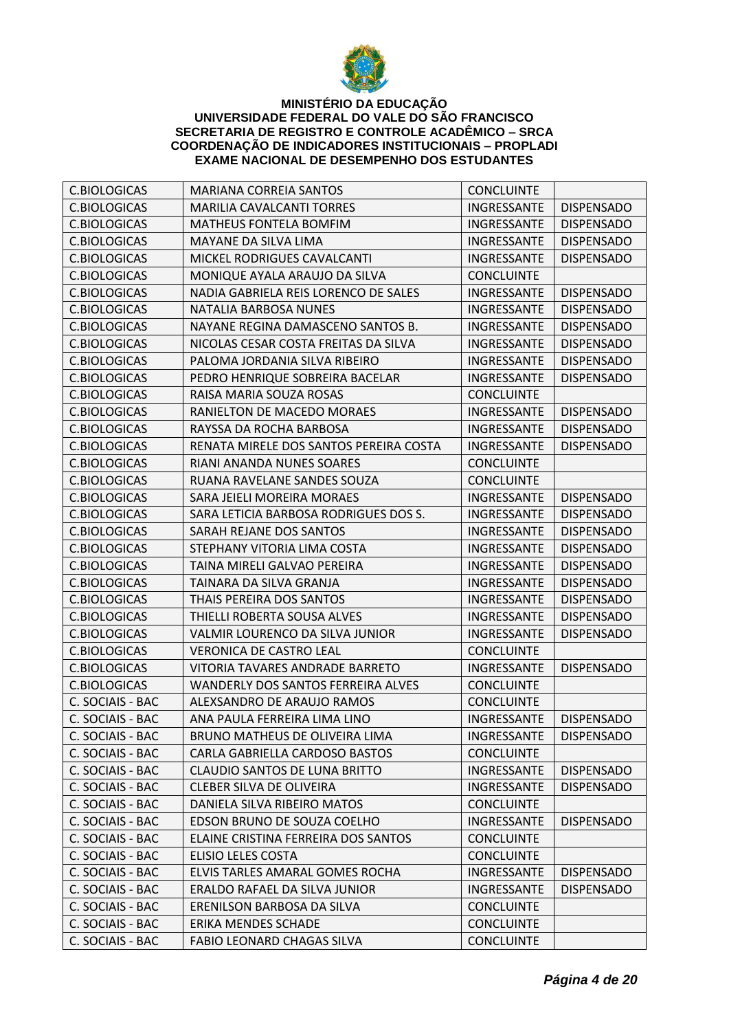**MINISTÉRIO DA EDUCAÇÃO**
**UNIVERSIDADE FEDERAL DO VALE DO SÃO FRANCISCO**
**SECRETARIA DE REGISTRO E CONTROLE ACADÊMICO – SRCA**
**COORDENAÇÃO DE INDICADORES INSTITUCIONAIS – PROPLADI**
**EXAME NACIONAL DE DESEMPENHO DOS ESTUDANTES**

| | | | |
|---|---|---|---|
| C.BIOLOGICAS | MARIANA CORREIA SANTOS | CONCLUINTE | |
| C.BIOLOGICAS | MARILIA CAVALCANTI TORRES | INGRESSANTE | DISPENSADO |
| C.BIOLOGICAS | MATHEUS FONTELA BOMFIM | INGRESSANTE | DISPENSADO |
| C.BIOLOGICAS | MAYANE DA SILVA LIMA | INGRESSANTE | DISPENSADO |
| C.BIOLOGICAS | MICKEL RODRIGUES CAVALCANTI | INGRESSANTE | DISPENSADO |
| C.BIOLOGICAS | MONIQUE AYALA ARAUJO DA SILVA | CONCLUINTE | |
| C.BIOLOGICAS | NADIA GABRIELA REIS LORENCO DE SALES | INGRESSANTE | DISPENSADO |
| C.BIOLOGICAS | NATALIA BARBOSA NUNES | INGRESSANTE | DISPENSADO |
| C.BIOLOGICAS | NAYANE REGINA DAMASCENO SANTOS B. | INGRESSANTE | DISPENSADO |
| C.BIOLOGICAS | NICOLAS CESAR COSTA FREITAS DA SILVA | INGRESSANTE | DISPENSADO |
| C.BIOLOGICAS | PALOMA JORDANIA SILVA RIBEIRO | INGRESSANTE | DISPENSADO |
| C.BIOLOGICAS | PEDRO HENRIQUE SOBREIRA BACELAR | INGRESSANTE | DISPENSADO |
| C.BIOLOGICAS | RAISA MARIA SOUZA ROSAS | CONCLUINTE | |
| C.BIOLOGICAS | RANIELTON DE MACEDO MORAES | INGRESSANTE | DISPENSADO |
| C.BIOLOGICAS | RAYSSA DA ROCHA BARBOSA | INGRESSANTE | DISPENSADO |
| C.BIOLOGICAS | RENATA MIRELE DOS SANTOS PEREIRA COSTA | INGRESSANTE | DISPENSADO |
| C.BIOLOGICAS | RIANI ANANDA NUNES SOARES | CONCLUINTE | |
| C.BIOLOGICAS | RUANA RAVELANE SANDES SOUZA | CONCLUINTE | |
| C.BIOLOGICAS | SARA JEIELI MOREIRA MORAES | INGRESSANTE | DISPENSADO |
| C.BIOLOGICAS | SARA LETICIA BARBOSA RODRIGUES DOS S. | INGRESSANTE | DISPENSADO |
| C.BIOLOGICAS | SARAH REJANE DOS SANTOS | INGRESSANTE | DISPENSADO |
| C.BIOLOGICAS | STEPHANY VITORIA LIMA COSTA | INGRESSANTE | DISPENSADO |
| C.BIOLOGICAS | TAINA MIRELI GALVAO PEREIRA | INGRESSANTE | DISPENSADO |
| C.BIOLOGICAS | TAINARA DA SILVA GRANJA | INGRESSANTE | DISPENSADO |
| C.BIOLOGICAS | THAIS PEREIRA DOS SANTOS | INGRESSANTE | DISPENSADO |
| C.BIOLOGICAS | THIELLI ROBERTA SOUSA ALVES | INGRESSANTE | DISPENSADO |
| C.BIOLOGICAS | VALMIR LOURENCO DA SILVA JUNIOR | INGRESSANTE | DISPENSADO |
| C.BIOLOGICAS | VERONICA DE CASTRO LEAL | CONCLUINTE | |
| C.BIOLOGICAS | VITORIA TAVARES ANDRADE BARRETO | INGRESSANTE | DISPENSADO |
| C.BIOLOGICAS | WANDERLY DOS SANTOS FERREIRA ALVES | CONCLUINTE | |
| C. SOCIAIS - BAC | ALEXSANDRO DE ARAUJO RAMOS | CONCLUINTE | |
| C. SOCIAIS - BAC | ANA PAULA FERREIRA LIMA LINO | INGRESSANTE | DISPENSADO |
| C. SOCIAIS - BAC | BRUNO MATHEUS DE OLIVEIRA LIMA | INGRESSANTE | DISPENSADO |
| C. SOCIAIS - BAC | CARLA GABRIELLA CARDOSO BASTOS | CONCLUINTE | |
| C. SOCIAIS - BAC | CLAUDIO SANTOS DE LUNA BRITTO | INGRESSANTE | DISPENSADO |
| C. SOCIAIS - BAC | CLEBER SILVA DE OLIVEIRA | INGRESSANTE | DISPENSADO |
| C. SOCIAIS - BAC | DANIELA SILVA RIBEIRO MATOS | CONCLUINTE | |
| C. SOCIAIS - BAC | EDSON BRUNO DE SOUZA COELHO | INGRESSANTE | DISPENSADO |
| C. SOCIAIS - BAC | ELAINE CRISTINA FERREIRA DOS SANTOS | CONCLUINTE | |
| C. SOCIAIS - BAC | ELISIO LELES COSTA | CONCLUINTE | |
| C. SOCIAIS - BAC | ELVIS TARLES AMARAL GOMES ROCHA | INGRESSANTE | DISPENSADO |
| C. SOCIAIS - BAC | ERALDO RAFAEL DA SILVA JUNIOR | INGRESSANTE | DISPENSADO |
| C. SOCIAIS - BAC | ERENILSON BARBOSA DA SILVA | CONCLUINTE | |
| C. SOCIAIS - BAC | ERIKA MENDES SCHADE | CONCLUINTE | |
| C. SOCIAIS - BAC | FABIO LEONARD CHAGAS SILVA | CONCLUINTE | |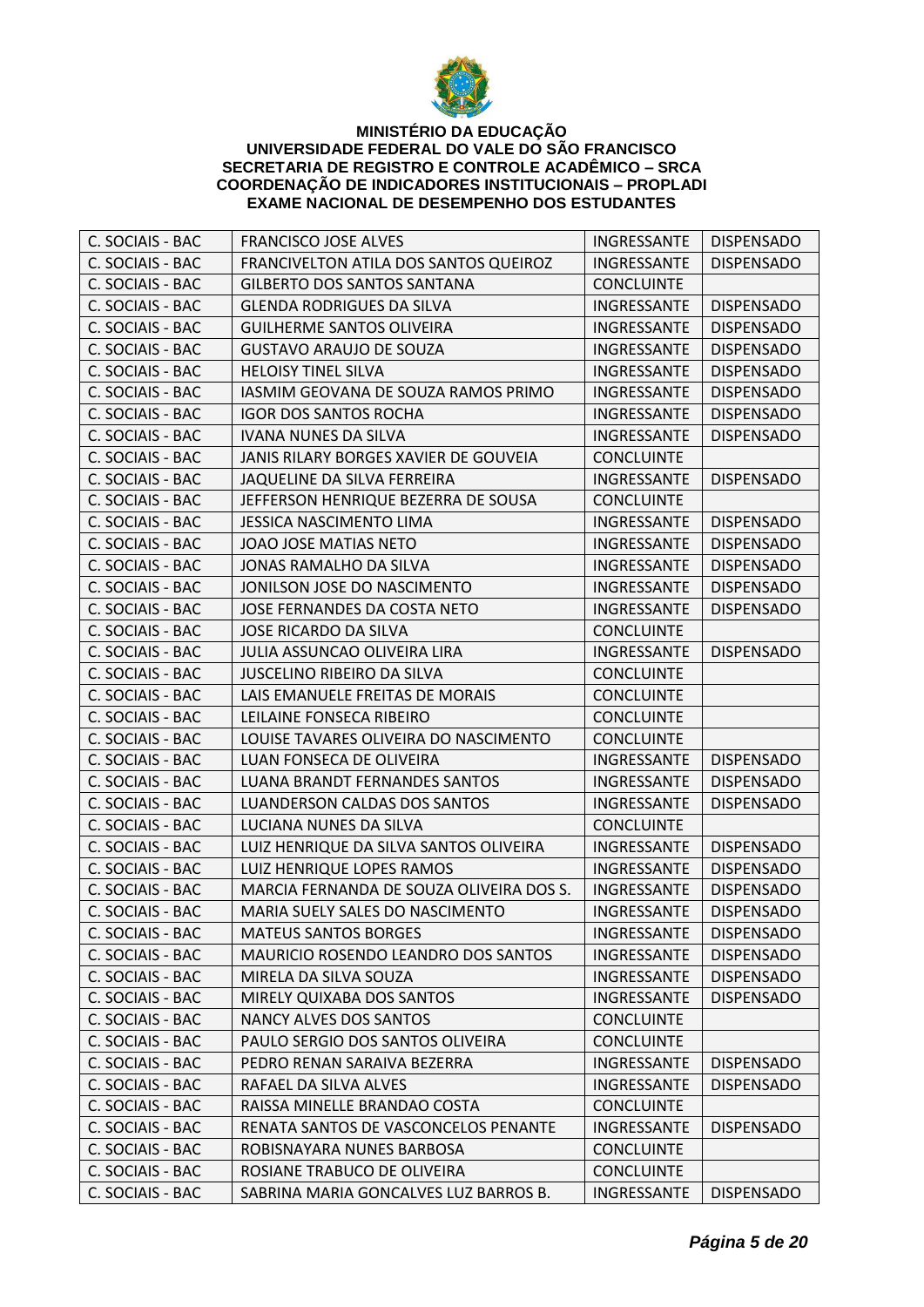**MINISTÉRIO DA EDUCAÇÃO**
**UNIVERSIDADE FEDERAL DO VALE DO SÃO FRANCISCO**
**SECRETARIA DE REGISTRO E CONTROLE ACADÊMICO – SRCA**
**COORDENAÇÃO DE INDICADORES INSTITUCIONAIS – PROPLADI**
**EXAME NACIONAL DE DESEMPENHO DOS ESTUDANTES**

| | | | |
|---|---|---|---|
| C. SOCIAIS - BAC | FRANCISCO JOSE ALVES | INGRESSANTE | DISPENSADO |
| C. SOCIAIS - BAC | FRANCIVELTON ATILA DOS SANTOS QUEIROZ | INGRESSANTE | DISPENSADO |
| C. SOCIAIS - BAC | GILBERTO DOS SANTOS SANTANA | CONCLUINTE | |
| C. SOCIAIS - BAC | GLENDA RODRIGUES DA SILVA | INGRESSANTE | DISPENSADO |
| C. SOCIAIS - BAC | GUILHERME SANTOS OLIVEIRA | INGRESSANTE | DISPENSADO |
| C. SOCIAIS - BAC | GUSTAVO ARAUJO DE SOUZA | INGRESSANTE | DISPENSADO |
| C. SOCIAIS - BAC | HELOISY TINEL SILVA | INGRESSANTE | DISPENSADO |
| C. SOCIAIS - BAC | IASMIM GEOVANA DE SOUZA RAMOS PRIMO | INGRESSANTE | DISPENSADO |
| C. SOCIAIS - BAC | IGOR DOS SANTOS ROCHA | INGRESSANTE | DISPENSADO |
| C. SOCIAIS - BAC | IVANA NUNES DA SILVA | INGRESSANTE | DISPENSADO |
| C. SOCIAIS - BAC | JANIS RILARY BORGES XAVIER DE GOUVEIA | CONCLUINTE | |
| C. SOCIAIS - BAC | JAQUELINE DA SILVA FERREIRA | INGRESSANTE | DISPENSADO |
| C. SOCIAIS - BAC | JEFFERSON HENRIQUE BEZERRA DE SOUSA | CONCLUINTE | |
| C. SOCIAIS - BAC | JESSICA NASCIMENTO LIMA | INGRESSANTE | DISPENSADO |
| C. SOCIAIS - BAC | JOAO JOSE MATIAS NETO | INGRESSANTE | DISPENSADO |
| C. SOCIAIS - BAC | JONAS RAMALHO DA SILVA | INGRESSANTE | DISPENSADO |
| C. SOCIAIS - BAC | JONILSON JOSE DO NASCIMENTO | INGRESSANTE | DISPENSADO |
| C. SOCIAIS - BAC | JOSE FERNANDES DA COSTA NETO | INGRESSANTE | DISPENSADO |
| C. SOCIAIS - BAC | JOSE RICARDO DA SILVA | CONCLUINTE | |
| C. SOCIAIS - BAC | JULIA ASSUNCAO OLIVEIRA LIRA | INGRESSANTE | DISPENSADO |
| C. SOCIAIS - BAC | JUSCELINO RIBEIRO DA SILVA | CONCLUINTE | |
| C. SOCIAIS - BAC | LAIS EMANUELE FREITAS DE MORAIS | CONCLUINTE | |
| C. SOCIAIS - BAC | LEILAINE FONSECA RIBEIRO | CONCLUINTE | |
| C. SOCIAIS - BAC | LOUISE TAVARES OLIVEIRA DO NASCIMENTO | CONCLUINTE | |
| C. SOCIAIS - BAC | LUAN FONSECA DE OLIVEIRA | INGRESSANTE | DISPENSADO |
| C. SOCIAIS - BAC | LUANA BRANDT FERNANDES SANTOS | INGRESSANTE | DISPENSADO |
| C. SOCIAIS - BAC | LUANDERSON CALDAS DOS SANTOS | INGRESSANTE | DISPENSADO |
| C. SOCIAIS - BAC | LUCIANA NUNES DA SILVA | CONCLUINTE | |
| C. SOCIAIS - BAC | LUIZ HENRIQUE DA SILVA SANTOS OLIVEIRA | INGRESSANTE | DISPENSADO |
| C. SOCIAIS - BAC | LUIZ HENRIQUE LOPES RAMOS | INGRESSANTE | DISPENSADO |
| C. SOCIAIS - BAC | MARCIA FERNANDA DE SOUZA OLIVEIRA DOS S. | INGRESSANTE | DISPENSADO |
| C. SOCIAIS - BAC | MARIA SUELY SALES DO NASCIMENTO | INGRESSANTE | DISPENSADO |
| C. SOCIAIS - BAC | MATEUS SANTOS BORGES | INGRESSANTE | DISPENSADO |
| C. SOCIAIS - BAC | MAURICIO ROSENDO LEANDRO DOS SANTOS | INGRESSANTE | DISPENSADO |
| C. SOCIAIS - BAC | MIRELA DA SILVA SOUZA | INGRESSANTE | DISPENSADO |
| C. SOCIAIS - BAC | MIRELY QUIXABA DOS SANTOS | INGRESSANTE | DISPENSADO |
| C. SOCIAIS - BAC | NANCY ALVES DOS SANTOS | CONCLUINTE | |
| C. SOCIAIS - BAC | PAULO SERGIO DOS SANTOS OLIVEIRA | CONCLUINTE | |
| C. SOCIAIS - BAC | PEDRO RENAN SARAIVA BEZERRA | INGRESSANTE | DISPENSADO |
| C. SOCIAIS - BAC | RAFAEL DA SILVA ALVES | INGRESSANTE | DISPENSADO |
| C. SOCIAIS - BAC | RAISSA MINELLE BRANDAO COSTA | CONCLUINTE | |
| C. SOCIAIS - BAC | RENATA SANTOS DE VASCONCELOS PENANTE | INGRESSANTE | DISPENSADO |
| C. SOCIAIS - BAC | ROBISNAYARA NUNES BARBOSA | CONCLUINTE | |
| C. SOCIAIS - BAC | ROSIANE TRABUCO DE OLIVEIRA | CONCLUINTE | |
| C. SOCIAIS - BAC | SABRINA MARIA GONCALVES LUZ BARROS B. | INGRESSANTE | DISPENSADO |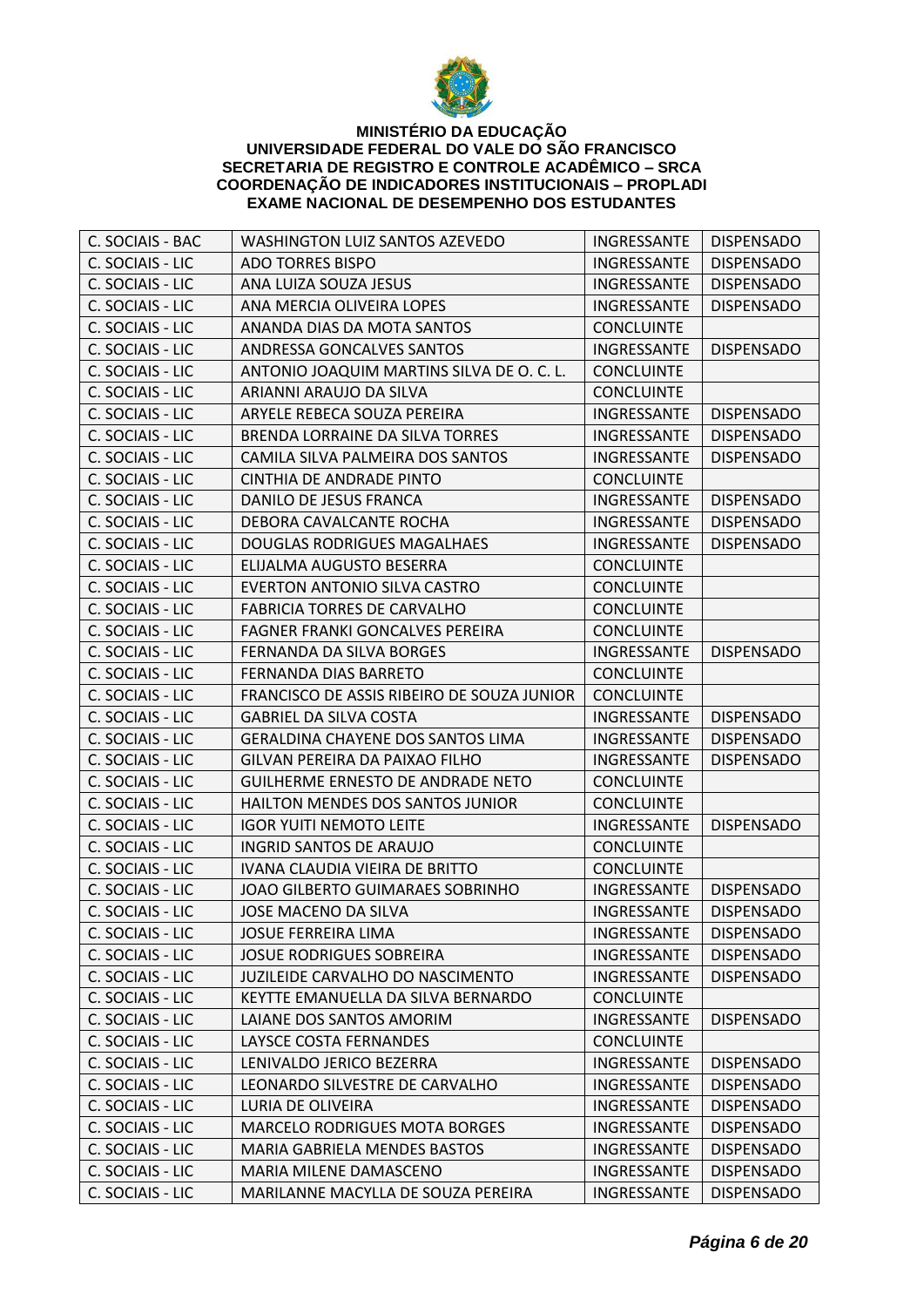**MINISTÉRIO DA EDUCAÇÃO**
**UNIVERSIDADE FEDERAL DO VALE DO SÃO FRANCISCO**
**SECRETARIA DE REGISTRO E CONTROLE ACADÊMICO – SRCA**
**COORDENAÇÃO DE INDICADORES INSTITUCIONAIS – PROPLADI**
**EXAME NACIONAL DE DESEMPENHO DOS ESTUDANTES**

| | | | |
|---|---|---|---|
| C. SOCIAIS - BAC | WASHINGTON LUIZ SANTOS AZEVEDO | INGRESSANTE | DISPENSADO |
| C. SOCIAIS - LIC | ADO TORRES BISPO | INGRESSANTE | DISPENSADO |
| C. SOCIAIS - LIC | ANA LUIZA SOUZA JESUS | INGRESSANTE | DISPENSADO |
| C. SOCIAIS - LIC | ANA MERCIA OLIVEIRA LOPES | INGRESSANTE | DISPENSADO |
| C. SOCIAIS - LIC | ANANDA DIAS DA MOTA SANTOS | CONCLUINTE | |
| C. SOCIAIS - LIC | ANDRESSA GONCALVES SANTOS | INGRESSANTE | DISPENSADO |
| C. SOCIAIS - LIC | ANTONIO JOAQUIM MARTINS SILVA DE O. C. L. | CONCLUINTE | |
| C. SOCIAIS - LIC | ARIANNI ARAUJO DA SILVA | CONCLUINTE | |
| C. SOCIAIS - LIC | ARYELE REBECA SOUZA PEREIRA | INGRESSANTE | DISPENSADO |
| C. SOCIAIS - LIC | BRENDA LORRAINE DA SILVA TORRES | INGRESSANTE | DISPENSADO |
| C. SOCIAIS - LIC | CAMILA SILVA PALMEIRA DOS SANTOS | INGRESSANTE | DISPENSADO |
| C. SOCIAIS - LIC | CINTHIA DE ANDRADE PINTO | CONCLUINTE | |
| C. SOCIAIS - LIC | DANILO DE JESUS FRANCA | INGRESSANTE | DISPENSADO |
| C. SOCIAIS - LIC | DEBORA CAVALCANTE ROCHA | INGRESSANTE | DISPENSADO |
| C. SOCIAIS - LIC | DOUGLAS RODRIGUES MAGALHAES | INGRESSANTE | DISPENSADO |
| C. SOCIAIS - LIC | ELIJALMA AUGUSTO BESERRA | CONCLUINTE | |
| C. SOCIAIS - LIC | EVERTON ANTONIO SILVA CASTRO | CONCLUINTE | |
| C. SOCIAIS - LIC | FABRICIA TORRES DE CARVALHO | CONCLUINTE | |
| C. SOCIAIS - LIC | FAGNER FRANKI GONCALVES PEREIRA | CONCLUINTE | |
| C. SOCIAIS - LIC | FERNANDA DA SILVA BORGES | INGRESSANTE | DISPENSADO |
| C. SOCIAIS - LIC | FERNANDA DIAS BARRETO | CONCLUINTE | |
| C. SOCIAIS - LIC | FRANCISCO DE ASSIS RIBEIRO DE SOUZA JUNIOR | CONCLUINTE | |
| C. SOCIAIS - LIC | GABRIEL DA SILVA COSTA | INGRESSANTE | DISPENSADO |
| C. SOCIAIS - LIC | GERALDINA CHAYENE DOS SANTOS LIMA | INGRESSANTE | DISPENSADO |
| C. SOCIAIS - LIC | GILVAN PEREIRA DA PAIXAO FILHO | INGRESSANTE | DISPENSADO |
| C. SOCIAIS - LIC | GUILHERME ERNESTO DE ANDRADE NETO | CONCLUINTE | |
| C. SOCIAIS - LIC | HAILTON MENDES DOS SANTOS JUNIOR | CONCLUINTE | |
| C. SOCIAIS - LIC | IGOR YUITI NEMOTO LEITE | INGRESSANTE | DISPENSADO |
| C. SOCIAIS - LIC | INGRID SANTOS DE ARAUJO | CONCLUINTE | |
| C. SOCIAIS - LIC | IVANA CLAUDIA VIEIRA DE BRITTO | CONCLUINTE | |
| C. SOCIAIS - LIC | JOAO GILBERTO GUIMARAES SOBRINHO | INGRESSANTE | DISPENSADO |
| C. SOCIAIS - LIC | JOSE MACENO DA SILVA | INGRESSANTE | DISPENSADO |
| C. SOCIAIS - LIC | JOSUE FERREIRA LIMA | INGRESSANTE | DISPENSADO |
| C. SOCIAIS - LIC | JOSUE RODRIGUES SOBREIRA | INGRESSANTE | DISPENSADO |
| C. SOCIAIS - LIC | JUZILEIDE CARVALHO DO NASCIMENTO | INGRESSANTE | DISPENSADO |
| C. SOCIAIS - LIC | KEYTTE EMANUELLA DA SILVA BERNARDO | CONCLUINTE | |
| C. SOCIAIS - LIC | LAIANE DOS SANTOS AMORIM | INGRESSANTE | DISPENSADO |
| C. SOCIAIS - LIC | LAYSCE COSTA FERNANDES | CONCLUINTE | |
| C. SOCIAIS - LIC | LENIVALDO JERICO BEZERRA | INGRESSANTE | DISPENSADO |
| C. SOCIAIS - LIC | LEONARDO SILVESTRE DE CARVALHO | INGRESSANTE | DISPENSADO |
| C. SOCIAIS - LIC | LURIA DE OLIVEIRA | INGRESSANTE | DISPENSADO |
| C. SOCIAIS - LIC | MARCELO RODRIGUES MOTA BORGES | INGRESSANTE | DISPENSADO |
| C. SOCIAIS - LIC | MARIA GABRIELA MENDES BASTOS | INGRESSANTE | DISPENSADO |
| C. SOCIAIS - LIC | MARIA MILENE DAMASCENO | INGRESSANTE | DISPENSADO |
| C. SOCIAIS - LIC | MARILANNE MACYLLA DE SOUZA PEREIRA | INGRESSANTE | DISPENSADO |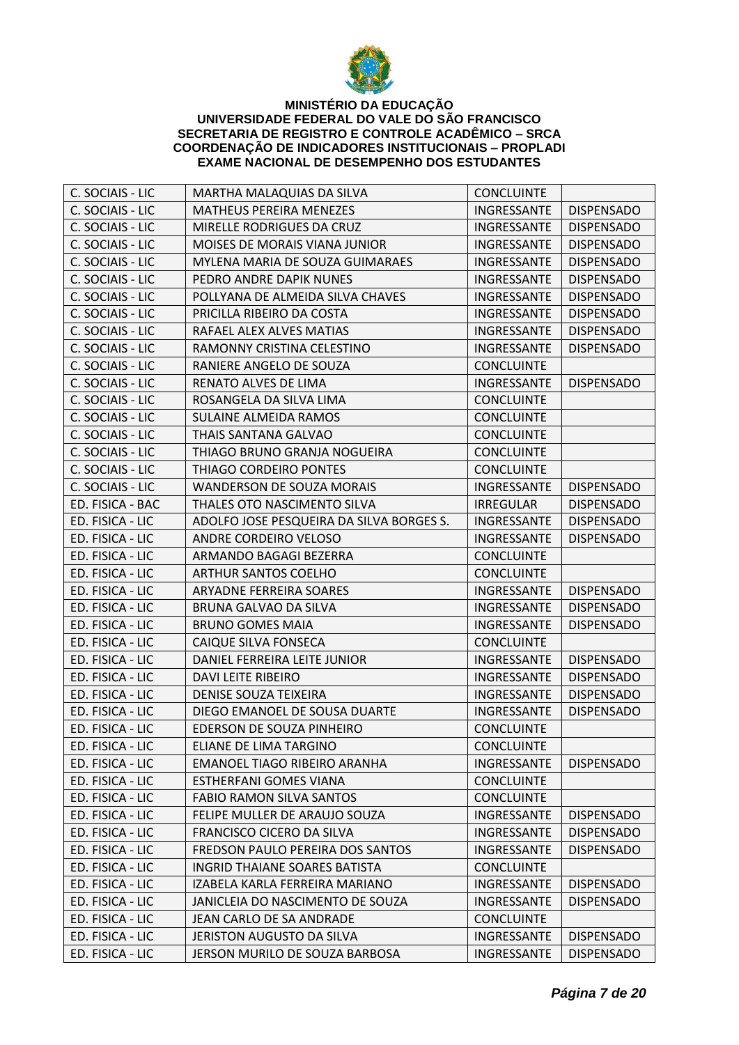**MINISTÉRIO DA EDUCAÇÃO**
**UNIVERSIDADE FEDERAL DO VALE DO SÃO FRANCISCO**
**SECRETARIA DE REGISTRO E CONTROLE ACADÊMICO – SRCA**
**COORDENAÇÃO DE INDICADORES INSTITUCIONAIS – PROPLADI**
**EXAME NACIONAL DE DESEMPENHO DOS ESTUDANTES**

| | | | |
|---|---|---|---|
| C. SOCIAIS - LIC | MARTHA MALAQUIAS DA SILVA | CONCLUINTE | |
| C. SOCIAIS - LIC | MATHEUS PEREIRA MENEZES | INGRESSANTE | DISPENSADO |
| C. SOCIAIS - LIC | MIRELLE RODRIGUES DA CRUZ | INGRESSANTE | DISPENSADO |
| C. SOCIAIS - LIC | MOISES DE MORAIS VIANA JUNIOR | INGRESSANTE | DISPENSADO |
| C. SOCIAIS - LIC | MYLENA MARIA DE SOUZA GUIMARAES | INGRESSANTE | DISPENSADO |
| C. SOCIAIS - LIC | PEDRO ANDRE DAPIK NUNES | INGRESSANTE | DISPENSADO |
| C. SOCIAIS - LIC | POLLYANA DE ALMEIDA SILVA CHAVES | INGRESSANTE | DISPENSADO |
| C. SOCIAIS - LIC | PRICILLA RIBEIRO DA COSTA | INGRESSANTE | DISPENSADO |
| C. SOCIAIS - LIC | RAFAEL ALEX ALVES MATIAS | INGRESSANTE | DISPENSADO |
| C. SOCIAIS - LIC | RAMONNY CRISTINA CELESTINO | INGRESSANTE | DISPENSADO |
| C. SOCIAIS - LIC | RANIERE ANGELO DE SOUZA | CONCLUINTE | |
| C. SOCIAIS - LIC | RENATO ALVES DE LIMA | INGRESSANTE | DISPENSADO |
| C. SOCIAIS - LIC | ROSANGELA DA SILVA LIMA | CONCLUINTE | |
| C. SOCIAIS - LIC | SULAINE ALMEIDA RAMOS | CONCLUINTE | |
| C. SOCIAIS - LIC | THAIS SANTANA GALVAO | CONCLUINTE | |
| C. SOCIAIS - LIC | THIAGO BRUNO GRANJA NOGUEIRA | CONCLUINTE | |
| C. SOCIAIS - LIC | THIAGO CORDEIRO PONTES | CONCLUINTE | |
| C. SOCIAIS - LIC | WANDERSON DE SOUZA MORAIS | INGRESSANTE | DISPENSADO |
| ED. FISICA - BAC | THALES OTO NASCIMENTO SILVA | IRREGULAR | DISPENSADO |
| ED. FISICA - LIC | ADOLFO JOSE PESQUEIRA DA SILVA BORGES S. | INGRESSANTE | DISPENSADO |
| ED. FISICA - LIC | ANDRE CORDEIRO VELOSO | INGRESSANTE | DISPENSADO |
| ED. FISICA - LIC | ARMANDO BAGAGI BEZERRA | CONCLUINTE | |
| ED. FISICA - LIC | ARTHUR SANTOS COELHO | CONCLUINTE | |
| ED. FISICA - LIC | ARYADNE FERREIRA SOARES | INGRESSANTE | DISPENSADO |
| ED. FISICA - LIC | BRUNA GALVAO DA SILVA | INGRESSANTE | DISPENSADO |
| ED. FISICA - LIC | BRUNO GOMES MAIA | INGRESSANTE | DISPENSADO |
| ED. FISICA - LIC | CAIQUE SILVA FONSECA | CONCLUINTE | |
| ED. FISICA - LIC | DANIEL FERREIRA LEITE JUNIOR | INGRESSANTE | DISPENSADO |
| ED. FISICA - LIC | DAVI LEITE RIBEIRO | INGRESSANTE | DISPENSADO |
| ED. FISICA - LIC | DENISE SOUZA TEIXEIRA | INGRESSANTE | DISPENSADO |
| ED. FISICA - LIC | DIEGO EMANOEL DE SOUSA DUARTE | INGRESSANTE | DISPENSADO |
| ED. FISICA - LIC | EDERSON DE SOUZA PINHEIRO | CONCLUINTE | |
| ED. FISICA - LIC | ELIANE DE LIMA TARGINO | CONCLUINTE | |
| ED. FISICA - LIC | EMANOEL TIAGO RIBEIRO ARANHA | INGRESSANTE | DISPENSADO |
| ED. FISICA - LIC | ESTHERFANI GOMES VIANA | CONCLUINTE | |
| ED. FISICA - LIC | FABIO RAMON SILVA SANTOS | CONCLUINTE | |
| ED. FISICA - LIC | FELIPE MULLER DE ARAUJO SOUZA | INGRESSANTE | DISPENSADO |
| ED. FISICA - LIC | FRANCISCO CICERO DA SILVA | INGRESSANTE | DISPENSADO |
| ED. FISICA - LIC | FREDSON PAULO PEREIRA DOS SANTOS | INGRESSANTE | DISPENSADO |
| ED. FISICA - LIC | INGRID THAIANE SOARES BATISTA | CONCLUINTE | |
| ED. FISICA - LIC | IZABELA KARLA FERREIRA MARIANO | INGRESSANTE | DISPENSADO |
| ED. FISICA - LIC | JANICLEIA DO NASCIMENTO DE SOUZA | INGRESSANTE | DISPENSADO |
| ED. FISICA - LIC | JEAN CARLO DE SA ANDRADE | CONCLUINTE | |
| ED. FISICA - LIC | JERISTON AUGUSTO DA SILVA | INGRESSANTE | DISPENSADO |
| ED. FISICA - LIC | JERSON MURILO DE SOUZA BARBOSA | INGRESSANTE | DISPENSADO |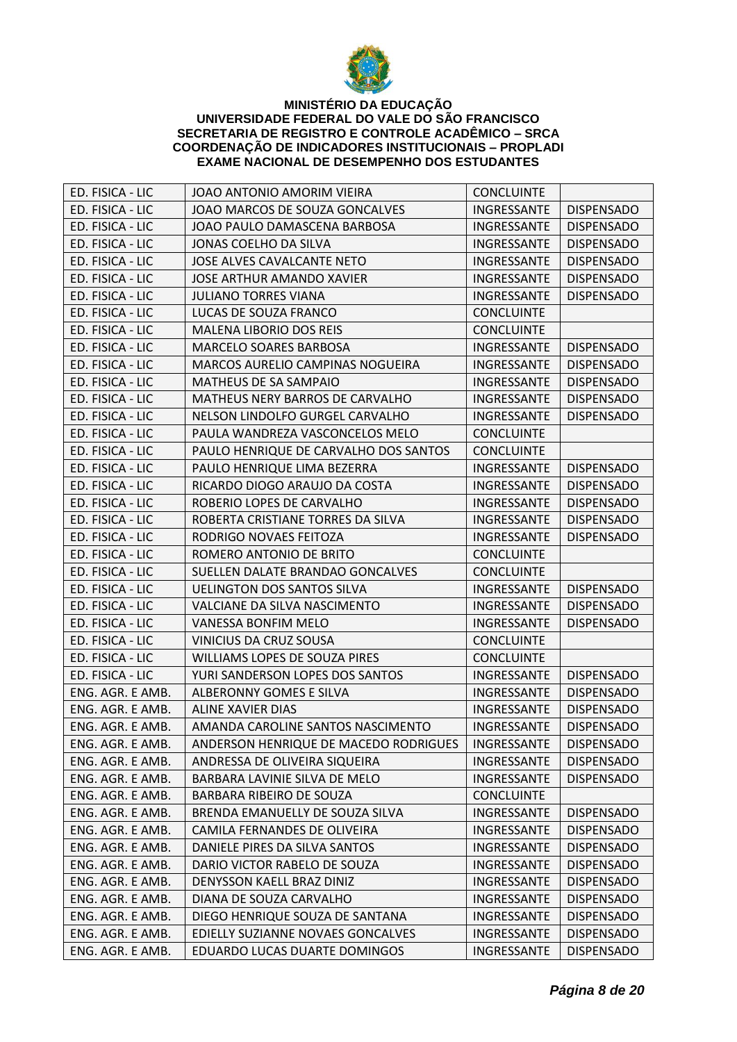**MINISTÉRIO DA EDUCAÇÃO**
**UNIVERSIDADE FEDERAL DO VALE DO SÃO FRANCISCO**
**SECRETARIA DE REGISTRO E CONTROLE ACADÊMICO – SRCA**
**COORDENAÇÃO DE INDICADORES INSTITUCIONAIS – PROPLADI**
**EXAME NACIONAL DE DESEMPENHO DOS ESTUDANTES**

| | | | |
|---|---|---|---|
| ED. FISICA - LIC | JOAO ANTONIO AMORIM VIEIRA | CONCLUINTE | |
| ED. FISICA - LIC | JOAO MARCOS DE SOUZA GONCALVES | INGRESSANTE | DISPENSADO |
| ED. FISICA - LIC | JOAO PAULO DAMASCENA BARBOSA | INGRESSANTE | DISPENSADO |
| ED. FISICA - LIC | JONAS COELHO DA SILVA | INGRESSANTE | DISPENSADO |
| ED. FISICA - LIC | JOSE ALVES CAVALCANTE NETO | INGRESSANTE | DISPENSADO |
| ED. FISICA - LIC | JOSE ARTHUR AMANDO XAVIER | INGRESSANTE | DISPENSADO |
| ED. FISICA - LIC | JULIANO TORRES VIANA | INGRESSANTE | DISPENSADO |
| ED. FISICA - LIC | LUCAS DE SOUZA FRANCO | CONCLUINTE | |
| ED. FISICA - LIC | MALENA LIBORIO DOS REIS | CONCLUINTE | |
| ED. FISICA - LIC | MARCELO SOARES BARBOSA | INGRESSANTE | DISPENSADO |
| ED. FISICA - LIC | MARCOS AURELIO CAMPINAS NOGUEIRA | INGRESSANTE | DISPENSADO |
| ED. FISICA - LIC | MATHEUS DE SA SAMPAIO | INGRESSANTE | DISPENSADO |
| ED. FISICA - LIC | MATHEUS NERY BARROS DE CARVALHO | INGRESSANTE | DISPENSADO |
| ED. FISICA - LIC | NELSON LINDOLFO GURGEL CARVALHO | INGRESSANTE | DISPENSADO |
| ED. FISICA - LIC | PAULA WANDREZA VASCONCELOS MELO | CONCLUINTE | |
| ED. FISICA - LIC | PAULO HENRIQUE DE CARVALHO DOS SANTOS | CONCLUINTE | |
| ED. FISICA - LIC | PAULO HENRIQUE LIMA BEZERRA | INGRESSANTE | DISPENSADO |
| ED. FISICA - LIC | RICARDO DIOGO ARAUJO DA COSTA | INGRESSANTE | DISPENSADO |
| ED. FISICA - LIC | ROBERIO LOPES DE CARVALHO | INGRESSANTE | DISPENSADO |
| ED. FISICA - LIC | ROBERTA CRISTIANE TORRES DA SILVA | INGRESSANTE | DISPENSADO |
| ED. FISICA - LIC | RODRIGO NOVAES FEITOZA | INGRESSANTE | DISPENSADO |
| ED. FISICA - LIC | ROMERO ANTONIO DE BRITO | CONCLUINTE | |
| ED. FISICA - LIC | SUELLEN DALATE BRANDAO GONCALVES | CONCLUINTE | |
| ED. FISICA - LIC | UELINGTON DOS SANTOS SILVA | INGRESSANTE | DISPENSADO |
| ED. FISICA - LIC | VALCIANE DA SILVA NASCIMENTO | INGRESSANTE | DISPENSADO |
| ED. FISICA - LIC | VANESSA BONFIM MELO | INGRESSANTE | DISPENSADO |
| ED. FISICA - LIC | VINICIUS DA CRUZ SOUSA | CONCLUINTE | |
| ED. FISICA - LIC | WILLIAMS LOPES DE SOUZA PIRES | CONCLUINTE | |
| ED. FISICA - LIC | YURI SANDERSON LOPES DOS SANTOS | INGRESSANTE | DISPENSADO |
| ENG. AGR. E AMB. | ALBERONNY GOMES E SILVA | INGRESSANTE | DISPENSADO |
| ENG. AGR. E AMB. | ALINE XAVIER DIAS | INGRESSANTE | DISPENSADO |
| ENG. AGR. E AMB. | AMANDA CAROLINE SANTOS NASCIMENTO | INGRESSANTE | DISPENSADO |
| ENG. AGR. E AMB. | ANDERSON HENRIQUE DE MACEDO RODRIGUES | INGRESSANTE | DISPENSADO |
| ENG. AGR. E AMB. | ANDRESSA DE OLIVEIRA SIQUEIRA | INGRESSANTE | DISPENSADO |
| ENG. AGR. E AMB. | BARBARA LAVINIE SILVA DE MELO | INGRESSANTE | DISPENSADO |
| ENG. AGR. E AMB. | BARBARA RIBEIRO DE SOUZA | CONCLUINTE | |
| ENG. AGR. E AMB. | BRENDA EMANUELLY DE SOUZA SILVA | INGRESSANTE | DISPENSADO |
| ENG. AGR. E AMB. | CAMILA FERNANDES DE OLIVEIRA | INGRESSANTE | DISPENSADO |
| ENG. AGR. E AMB. | DANIELE PIRES DA SILVA SANTOS | INGRESSANTE | DISPENSADO |
| ENG. AGR. E AMB. | DARIO VICTOR RABELO DE SOUZA | INGRESSANTE | DISPENSADO |
| ENG. AGR. E AMB. | DENYSSON KAELL BRAZ DINIZ | INGRESSANTE | DISPENSADO |
| ENG. AGR. E AMB. | DIANA DE SOUZA CARVALHO | INGRESSANTE | DISPENSADO |
| ENG. AGR. E AMB. | DIEGO HENRIQUE SOUZA DE SANTANA | INGRESSANTE | DISPENSADO |
| ENG. AGR. E AMB. | EDIELLY SUZIANNE NOVAES GONCALVES | INGRESSANTE | DISPENSADO |
| ENG. AGR. E AMB. | EDUARDO LUCAS DUARTE DOMINGOS | INGRESSANTE | DISPENSADO |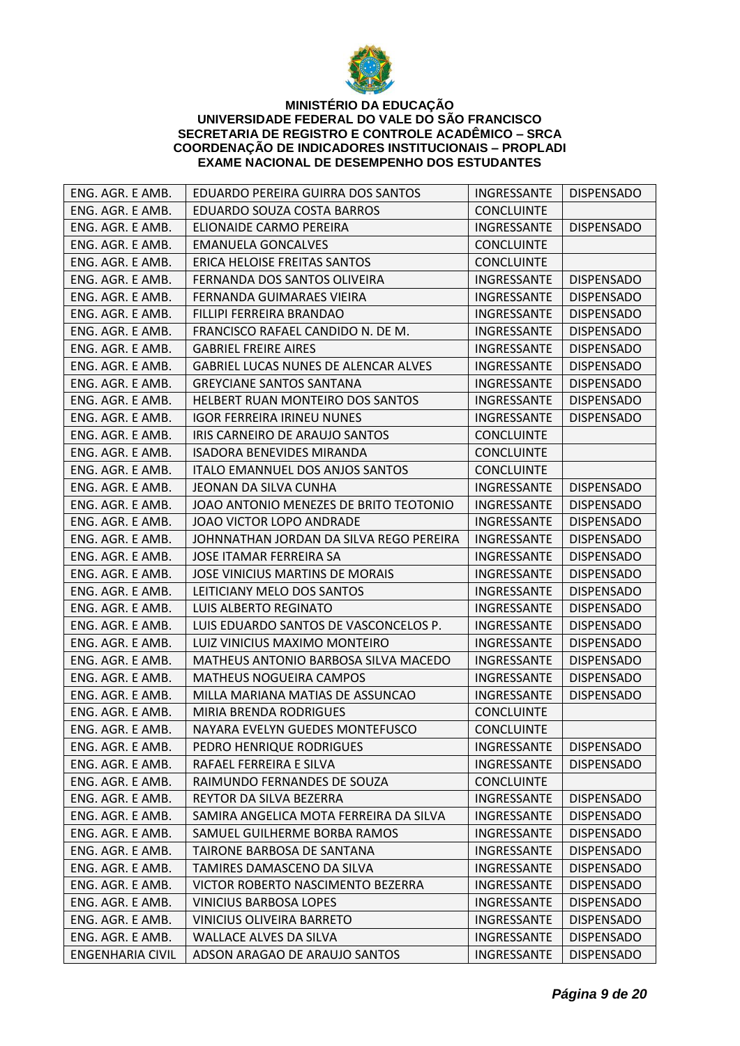**MINISTÉRIO DA EDUCAÇÃO**
**UNIVERSIDADE FEDERAL DO VALE DO SÃO FRANCISCO**
**SECRETARIA DE REGISTRO E CONTROLE ACADÊMICO – SRCA**
**COORDENAÇÃO DE INDICADORES INSTITUCIONAIS – PROPLADI**
**EXAME NACIONAL DE DESEMPENHO DOS ESTUDANTES**

| | | | |
|---|---|---|---|
| ENG. AGR. E AMB. | EDUARDO PEREIRA GUIRRA DOS SANTOS | INGRESSANTE | DISPENSADO |
| ENG. AGR. E AMB. | EDUARDO SOUZA COSTA BARROS | CONCLUINTE | |
| ENG. AGR. E AMB. | ELIONAIDE CARMO PEREIRA | INGRESSANTE | DISPENSADO |
| ENG. AGR. E AMB. | EMANUELA GONCALVES | CONCLUINTE | |
| ENG. AGR. E AMB. | ERICA HELOISE FREITAS SANTOS | CONCLUINTE | |
| ENG. AGR. E AMB. | FERNANDA DOS SANTOS OLIVEIRA | INGRESSANTE | DISPENSADO |
| ENG. AGR. E AMB. | FERNANDA GUIMARAES VIEIRA | INGRESSANTE | DISPENSADO |
| ENG. AGR. E AMB. | FILLIPI FERREIRA BRANDAO | INGRESSANTE | DISPENSADO |
| ENG. AGR. E AMB. | FRANCISCO RAFAEL CANDIDO N. DE M. | INGRESSANTE | DISPENSADO |
| ENG. AGR. E AMB. | GABRIEL FREIRE AIRES | INGRESSANTE | DISPENSADO |
| ENG. AGR. E AMB. | GABRIEL LUCAS NUNES DE ALENCAR ALVES | INGRESSANTE | DISPENSADO |
| ENG. AGR. E AMB. | GREYCIANE SANTOS SANTANA | INGRESSANTE | DISPENSADO |
| ENG. AGR. E AMB. | HELBERT RUAN MONTEIRO DOS SANTOS | INGRESSANTE | DISPENSADO |
| ENG. AGR. E AMB. | IGOR FERREIRA IRINEU NUNES | INGRESSANTE | DISPENSADO |
| ENG. AGR. E AMB. | IRIS CARNEIRO DE ARAUJO SANTOS | CONCLUINTE | |
| ENG. AGR. E AMB. | ISADORA BENEVIDES MIRANDA | CONCLUINTE | |
| ENG. AGR. E AMB. | ITALO EMANNUEL DOS ANJOS SANTOS | CONCLUINTE | |
| ENG. AGR. E AMB. | JEONAN DA SILVA CUNHA | INGRESSANTE | DISPENSADO |
| ENG. AGR. E AMB. | JOAO ANTONIO MENEZES DE BRITO TEOTONIO | INGRESSANTE | DISPENSADO |
| ENG. AGR. E AMB. | JOAO VICTOR LOPO ANDRADE | INGRESSANTE | DISPENSADO |
| ENG. AGR. E AMB. | JOHNNATHAN JORDAN DA SILVA REGO PEREIRA | INGRESSANTE | DISPENSADO |
| ENG. AGR. E AMB. | JOSE ITAMAR FERREIRA SA | INGRESSANTE | DISPENSADO |
| ENG. AGR. E AMB. | JOSE VINICIUS MARTINS DE MORAIS | INGRESSANTE | DISPENSADO |
| ENG. AGR. E AMB. | LEITICIANY MELO DOS SANTOS | INGRESSANTE | DISPENSADO |
| ENG. AGR. E AMB. | LUIS ALBERTO REGINATO | INGRESSANTE | DISPENSADO |
| ENG. AGR. E AMB. | LUIS EDUARDO SANTOS DE VASCONCELOS P. | INGRESSANTE | DISPENSADO |
| ENG. AGR. E AMB. | LUIZ VINICIUS MAXIMO MONTEIRO | INGRESSANTE | DISPENSADO |
| ENG. AGR. E AMB. | MATHEUS ANTONIO BARBOSA SILVA MACEDO | INGRESSANTE | DISPENSADO |
| ENG. AGR. E AMB. | MATHEUS NOGUEIRA CAMPOS | INGRESSANTE | DISPENSADO |
| ENG. AGR. E AMB. | MILLA MARIANA MATIAS DE ASSUNCAO | INGRESSANTE | DISPENSADO |
| ENG. AGR. E AMB. | MIRIA BRENDA RODRIGUES | CONCLUINTE | |
| ENG. AGR. E AMB. | NAYARA EVELYN GUEDES MONTEFUSCO | CONCLUINTE | |
| ENG. AGR. E AMB. | PEDRO HENRIQUE RODRIGUES | INGRESSANTE | DISPENSADO |
| ENG. AGR. E AMB. | RAFAEL FERREIRA E SILVA | INGRESSANTE | DISPENSADO |
| ENG. AGR. E AMB. | RAIMUNDO FERNANDES DE SOUZA | CONCLUINTE | |
| ENG. AGR. E AMB. | REYTOR DA SILVA BEZERRA | INGRESSANTE | DISPENSADO |
| ENG. AGR. E AMB. | SAMIRA ANGELICA MOTA FERREIRA DA SILVA | INGRESSANTE | DISPENSADO |
| ENG. AGR. E AMB. | SAMUEL GUILHERME BORBA RAMOS | INGRESSANTE | DISPENSADO |
| ENG. AGR. E AMB. | TAIRONE BARBOSA DE SANTANA | INGRESSANTE | DISPENSADO |
| ENG. AGR. E AMB. | TAMIRES DAMASCENO DA SILVA | INGRESSANTE | DISPENSADO |
| ENG. AGR. E AMB. | VICTOR ROBERTO NASCIMENTO BEZERRA | INGRESSANTE | DISPENSADO |
| ENG. AGR. E AMB. | VINICIUS BARBOSA LOPES | INGRESSANTE | DISPENSADO |
| ENG. AGR. E AMB. | VINICIUS OLIVEIRA BARRETO | INGRESSANTE | DISPENSADO |
| ENG. AGR. E AMB. | WALLACE ALVES DA SILVA | INGRESSANTE | DISPENSADO |
| ENGENHARIA CIVIL | ADSON ARAGAO DE ARAUJO SANTOS | INGRESSANTE | DISPENSADO |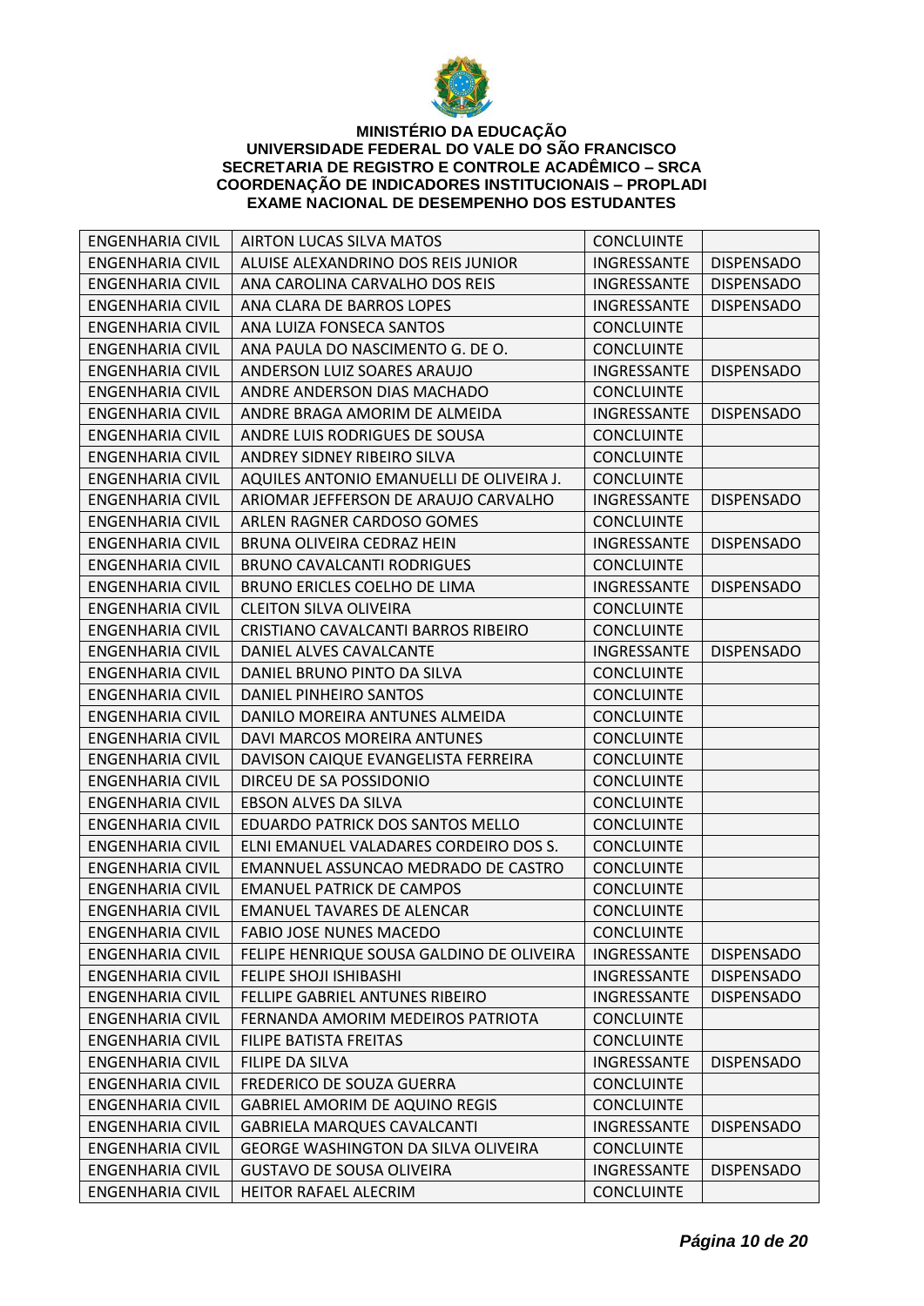**MINISTÉRIO DA EDUCAÇÃO**
**UNIVERSIDADE FEDERAL DO VALE DO SÃO FRANCISCO**
**SECRETARIA DE REGISTRO E CONTROLE ACADÊMICO – SRCA**
**COORDENAÇÃO DE INDICADORES INSTITUCIONAIS – PROPLADI**
**EXAME NACIONAL DE DESEMPENHO DOS ESTUDANTES**

| | | | |
|---|---|---|---|
| ENGENHARIA CIVIL | AIRTON LUCAS SILVA MATOS | CONCLUINTE | |
| ENGENHARIA CIVIL | ALUISE ALEXANDRINO DOS REIS JUNIOR | INGRESSANTE | DISPENSADO |
| ENGENHARIA CIVIL | ANA CAROLINA CARVALHO DOS REIS | INGRESSANTE | DISPENSADO |
| ENGENHARIA CIVIL | ANA CLARA DE BARROS LOPES | INGRESSANTE | DISPENSADO |
| ENGENHARIA CIVIL | ANA LUIZA FONSECA SANTOS | CONCLUINTE | |
| ENGENHARIA CIVIL | ANA PAULA DO NASCIMENTO G. DE O. | CONCLUINTE | |
| ENGENHARIA CIVIL | ANDERSON LUIZ SOARES ARAUJO | INGRESSANTE | DISPENSADO |
| ENGENHARIA CIVIL | ANDRE ANDERSON DIAS MACHADO | CONCLUINTE | |
| ENGENHARIA CIVIL | ANDRE BRAGA AMORIM DE ALMEIDA | INGRESSANTE | DISPENSADO |
| ENGENHARIA CIVIL | ANDRE LUIS RODRIGUES DE SOUSA | CONCLUINTE | |
| ENGENHARIA CIVIL | ANDREY SIDNEY RIBEIRO SILVA | CONCLUINTE | |
| ENGENHARIA CIVIL | AQUILES ANTONIO EMANUELLI DE OLIVEIRA J. | CONCLUINTE | |
| ENGENHARIA CIVIL | ARIOMAR JEFFERSON DE ARAUJO CARVALHO | INGRESSANTE | DISPENSADO |
| ENGENHARIA CIVIL | ARLEN RAGNER CARDOSO GOMES | CONCLUINTE | |
| ENGENHARIA CIVIL | BRUNA OLIVEIRA CEDRAZ HEIN | INGRESSANTE | DISPENSADO |
| ENGENHARIA CIVIL | BRUNO CAVALCANTI RODRIGUES | CONCLUINTE | |
| ENGENHARIA CIVIL | BRUNO ERICLES COELHO DE LIMA | INGRESSANTE | DISPENSADO |
| ENGENHARIA CIVIL | CLEITON SILVA OLIVEIRA | CONCLUINTE | |
| ENGENHARIA CIVIL | CRISTIANO CAVALCANTI BARROS RIBEIRO | CONCLUINTE | |
| ENGENHARIA CIVIL | DANIEL ALVES CAVALCANTE | INGRESSANTE | DISPENSADO |
| ENGENHARIA CIVIL | DANIEL BRUNO PINTO DA SILVA | CONCLUINTE | |
| ENGENHARIA CIVIL | DANIEL PINHEIRO SANTOS | CONCLUINTE | |
| ENGENHARIA CIVIL | DANILO MOREIRA ANTUNES ALMEIDA | CONCLUINTE | |
| ENGENHARIA CIVIL | DAVI MARCOS MOREIRA ANTUNES | CONCLUINTE | |
| ENGENHARIA CIVIL | DAVISON CAIQUE EVANGELISTA FERREIRA | CONCLUINTE | |
| ENGENHARIA CIVIL | DIRCEU DE SA POSSIDONIO | CONCLUINTE | |
| ENGENHARIA CIVIL | EBSON ALVES DA SILVA | CONCLUINTE | |
| ENGENHARIA CIVIL | EDUARDO PATRICK DOS SANTOS MELLO | CONCLUINTE | |
| ENGENHARIA CIVIL | ELNI EMANUEL VALADARES CORDEIRO DOS S. | CONCLUINTE | |
| ENGENHARIA CIVIL | EMANNUEL ASSUNCAO MEDRADO DE CASTRO | CONCLUINTE | |
| ENGENHARIA CIVIL | EMANUEL PATRICK DE CAMPOS | CONCLUINTE | |
| ENGENHARIA CIVIL | EMANUEL TAVARES DE ALENCAR | CONCLUINTE | |
| ENGENHARIA CIVIL | FABIO JOSE NUNES MACEDO | CONCLUINTE | |
| ENGENHARIA CIVIL | FELIPE HENRIQUE SOUSA GALDINO DE OLIVEIRA | INGRESSANTE | DISPENSADO |
| ENGENHARIA CIVIL | FELIPE SHOJI ISHIBASHI | INGRESSANTE | DISPENSADO |
| ENGENHARIA CIVIL | FELLIPE GABRIEL ANTUNES RIBEIRO | INGRESSANTE | DISPENSADO |
| ENGENHARIA CIVIL | FERNANDA AMORIM MEDEIROS PATRIOTA | CONCLUINTE | |
| ENGENHARIA CIVIL | FILIPE BATISTA FREITAS | CONCLUINTE | |
| ENGENHARIA CIVIL | FILIPE DA SILVA | INGRESSANTE | DISPENSADO |
| ENGENHARIA CIVIL | FREDERICO DE SOUZA GUERRA | CONCLUINTE | |
| ENGENHARIA CIVIL | GABRIEL AMORIM DE AQUINO REGIS | CONCLUINTE | |
| ENGENHARIA CIVIL | GABRIELA MARQUES CAVALCANTI | INGRESSANTE | DISPENSADO |
| ENGENHARIA CIVIL | GEORGE WASHINGTON DA SILVA OLIVEIRA | CONCLUINTE | |
| ENGENHARIA CIVIL | GUSTAVO DE SOUSA OLIVEIRA | INGRESSANTE | DISPENSADO |
| ENGENHARIA CIVIL | HEITOR RAFAEL ALECRIM | CONCLUINTE | |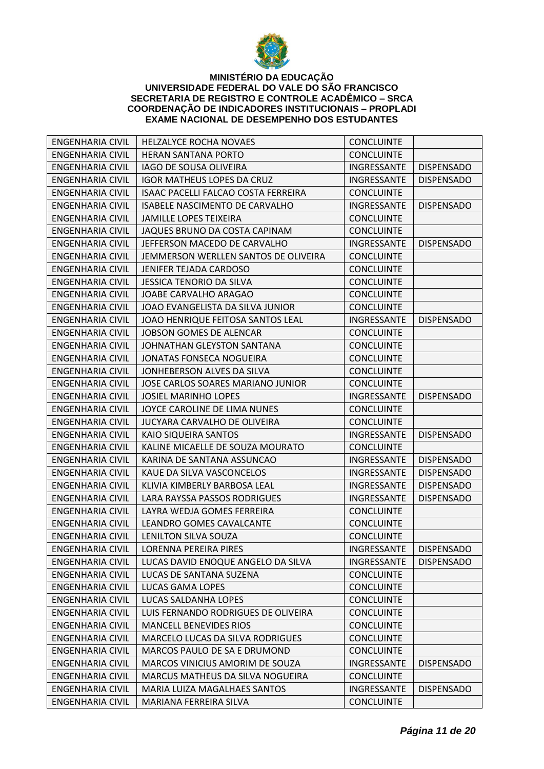**MINISTÉRIO DA EDUCAÇÃO**
**UNIVERSIDADE FEDERAL DO VALE DO SÃO FRANCISCO**
**SECRETARIA DE REGISTRO E CONTROLE ACADÊMICO – SRCA**
**COORDENAÇÃO DE INDICADORES INSTITUCIONAIS – PROPLADI**
**EXAME NACIONAL DE DESEMPENHO DOS ESTUDANTES**

| | | | |
|---|---|---|---|
| ENGENHARIA CIVIL | HELZALYCE ROCHA NOVAES | CONCLUINTE | |
| ENGENHARIA CIVIL | HERAN SANTANA PORTO | CONCLUINTE | |
| ENGENHARIA CIVIL | IAGO DE SOUSA OLIVEIRA | INGRESSANTE | DISPENSADO |
| ENGENHARIA CIVIL | IGOR MATHEUS LOPES DA CRUZ | INGRESSANTE | DISPENSADO |
| ENGENHARIA CIVIL | ISAAC PACELLI FALCAO COSTA FERREIRA | CONCLUINTE | |
| ENGENHARIA CIVIL | ISABELE NASCIMENTO DE CARVALHO | INGRESSANTE | DISPENSADO |
| ENGENHARIA CIVIL | JAMILLE LOPES TEIXEIRA | CONCLUINTE | |
| ENGENHARIA CIVIL | JAQUES BRUNO DA COSTA CAPINAM | CONCLUINTE | |
| ENGENHARIA CIVIL | JEFFERSON MACEDO DE CARVALHO | INGRESSANTE | DISPENSADO |
| ENGENHARIA CIVIL | JEMMERSON WERLLEN SANTOS DE OLIVEIRA | CONCLUINTE | |
| ENGENHARIA CIVIL | JENIFER TEJADA CARDOSO | CONCLUINTE | |
| ENGENHARIA CIVIL | JESSICA TENORIO DA SILVA | CONCLUINTE | |
| ENGENHARIA CIVIL | JOABE CARVALHO ARAGAO | CONCLUINTE | |
| ENGENHARIA CIVIL | JOAO EVANGELISTA DA SILVA JUNIOR | CONCLUINTE | |
| ENGENHARIA CIVIL | JOAO HENRIQUE FEITOSA SANTOS LEAL | INGRESSANTE | DISPENSADO |
| ENGENHARIA CIVIL | JOBSON GOMES DE ALENCAR | CONCLUINTE | |
| ENGENHARIA CIVIL | JOHNATHAN GLEYSTON SANTANA | CONCLUINTE | |
| ENGENHARIA CIVIL | JONATAS FONSECA NOGUEIRA | CONCLUINTE | |
| ENGENHARIA CIVIL | JONHEBERSON ALVES DA SILVA | CONCLUINTE | |
| ENGENHARIA CIVIL | JOSE CARLOS SOARES MARIANO JUNIOR | CONCLUINTE | |
| ENGENHARIA CIVIL | JOSIEL MARINHO LOPES | INGRESSANTE | DISPENSADO |
| ENGENHARIA CIVIL | JOYCE CAROLINE DE LIMA NUNES | CONCLUINTE | |
| ENGENHARIA CIVIL | JUCYARA CARVALHO DE OLIVEIRA | CONCLUINTE | |
| ENGENHARIA CIVIL | KAIO SIQUEIRA SANTOS | INGRESSANTE | DISPENSADO |
| ENGENHARIA CIVIL | KALINE MICAELLE DE SOUZA MOURATO | CONCLUINTE | |
| ENGENHARIA CIVIL | KARINA DE SANTANA ASSUNCAO | INGRESSANTE | DISPENSADO |
| ENGENHARIA CIVIL | KAUE DA SILVA VASCONCELOS | INGRESSANTE | DISPENSADO |
| ENGENHARIA CIVIL | KLIVIA KIMBERLY BARBOSA LEAL | INGRESSANTE | DISPENSADO |
| ENGENHARIA CIVIL | LARA RAYSSA PASSOS RODRIGUES | INGRESSANTE | DISPENSADO |
| ENGENHARIA CIVIL | LAYRA WEDJA GOMES FERREIRA | CONCLUINTE | |
| ENGENHARIA CIVIL | LEANDRO GOMES CAVALCANTE | CONCLUINTE | |
| ENGENHARIA CIVIL | LENILTON SILVA SOUZA | CONCLUINTE | |
| ENGENHARIA CIVIL | LORENNA PEREIRA PIRES | INGRESSANTE | DISPENSADO |
| ENGENHARIA CIVIL | LUCAS DAVID ENOQUE ANGELO DA SILVA | INGRESSANTE | DISPENSADO |
| ENGENHARIA CIVIL | LUCAS DE SANTANA SUZENA | CONCLUINTE | |
| ENGENHARIA CIVIL | LUCAS GAMA LOPES | CONCLUINTE | |
| ENGENHARIA CIVIL | LUCAS SALDANHA LOPES | CONCLUINTE | |
| ENGENHARIA CIVIL | LUIS FERNANDO RODRIGUES DE OLIVEIRA | CONCLUINTE | |
| ENGENHARIA CIVIL | MANCELL BENEVIDES RIOS | CONCLUINTE | |
| ENGENHARIA CIVIL | MARCELO LUCAS DA SILVA RODRIGUES | CONCLUINTE | |
| ENGENHARIA CIVIL | MARCOS PAULO DE SA E DRUMOND | CONCLUINTE | |
| ENGENHARIA CIVIL | MARCOS VINICIUS AMORIM DE SOUZA | INGRESSANTE | DISPENSADO |
| ENGENHARIA CIVIL | MARCUS MATHEUS DA SILVA NOGUEIRA | CONCLUINTE | |
| ENGENHARIA CIVIL | MARIA LUIZA MAGALHAES SANTOS | INGRESSANTE | DISPENSADO |
| ENGENHARIA CIVIL | MARIANA FERREIRA SILVA | CONCLUINTE | |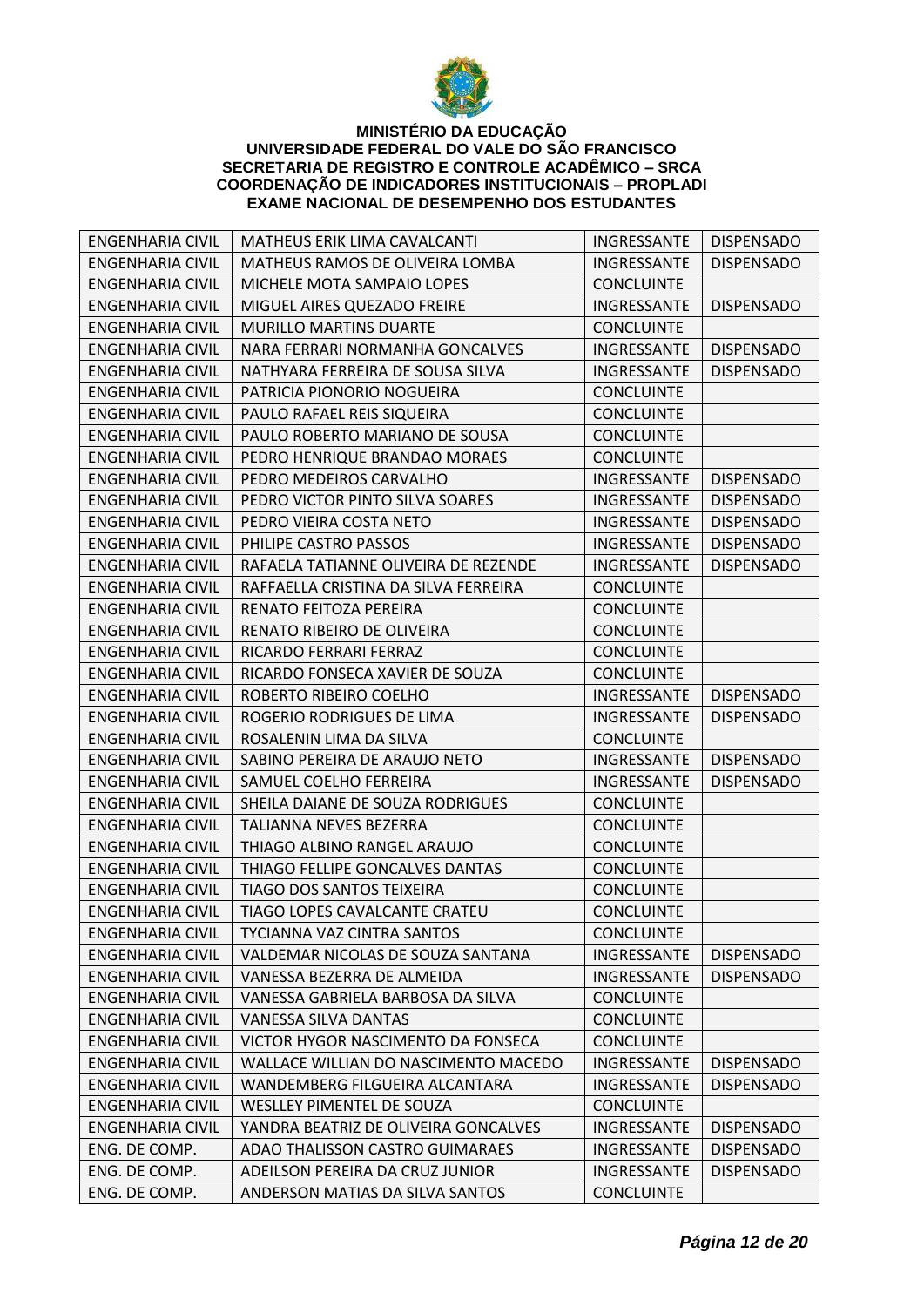**MINISTÉRIO DA EDUCAÇÃO**
**UNIVERSIDADE FEDERAL DO VALE DO SÃO FRANCISCO**
**SECRETARIA DE REGISTRO E CONTROLE ACADÊMICO – SRCA**
**COORDENAÇÃO DE INDICADORES INSTITUCIONAIS – PROPLADI**
**EXAME NACIONAL DE DESEMPENHO DOS ESTUDANTES**

| | | | |
|---|---|---|---|
| ENGENHARIA CIVIL | MATHEUS ERIK LIMA CAVALCANTI | INGRESSANTE | DISPENSADO |
| ENGENHARIA CIVIL | MATHEUS RAMOS DE OLIVEIRA LOMBA | INGRESSANTE | DISPENSADO |
| ENGENHARIA CIVIL | MICHELE MOTA SAMPAIO LOPES | CONCLUINTE | |
| ENGENHARIA CIVIL | MIGUEL AIRES QUEZADO FREIRE | INGRESSANTE | DISPENSADO |
| ENGENHARIA CIVIL | MURILLO MARTINS DUARTE | CONCLUINTE | |
| ENGENHARIA CIVIL | NARA FERRARI NORMANHA GONCALVES | INGRESSANTE | DISPENSADO |
| ENGENHARIA CIVIL | NATHYARA FERREIRA DE SOUSA SILVA | INGRESSANTE | DISPENSADO |
| ENGENHARIA CIVIL | PATRICIA PIONORIO NOGUEIRA | CONCLUINTE | |
| ENGENHARIA CIVIL | PAULO RAFAEL REIS SIQUEIRA | CONCLUINTE | |
| ENGENHARIA CIVIL | PAULO ROBERTO MARIANO DE SOUSA | CONCLUINTE | |
| ENGENHARIA CIVIL | PEDRO HENRIQUE BRANDAO MORAES | CONCLUINTE | |
| ENGENHARIA CIVIL | PEDRO MEDEIROS CARVALHO | INGRESSANTE | DISPENSADO |
| ENGENHARIA CIVIL | PEDRO VICTOR PINTO SILVA SOARES | INGRESSANTE | DISPENSADO |
| ENGENHARIA CIVIL | PEDRO VIEIRA COSTA NETO | INGRESSANTE | DISPENSADO |
| ENGENHARIA CIVIL | PHILIPE CASTRO PASSOS | INGRESSANTE | DISPENSADO |
| ENGENHARIA CIVIL | RAFAELA TATIANNE OLIVEIRA DE REZENDE | INGRESSANTE | DISPENSADO |
| ENGENHARIA CIVIL | RAFFAELLA CRISTINA DA SILVA FERREIRA | CONCLUINTE | |
| ENGENHARIA CIVIL | RENATO FEITOZA PEREIRA | CONCLUINTE | |
| ENGENHARIA CIVIL | RENATO RIBEIRO DE OLIVEIRA | CONCLUINTE | |
| ENGENHARIA CIVIL | RICARDO FERRARI FERRAZ | CONCLUINTE | |
| ENGENHARIA CIVIL | RICARDO FONSECA XAVIER DE SOUZA | CONCLUINTE | |
| ENGENHARIA CIVIL | ROBERTO RIBEIRO COELHO | INGRESSANTE | DISPENSADO |
| ENGENHARIA CIVIL | ROGERIO RODRIGUES DE LIMA | INGRESSANTE | DISPENSADO |
| ENGENHARIA CIVIL | ROSALENIN LIMA DA SILVA | CONCLUINTE | |
| ENGENHARIA CIVIL | SABINO PEREIRA DE ARAUJO NETO | INGRESSANTE | DISPENSADO |
| ENGENHARIA CIVIL | SAMUEL COELHO FERREIRA | INGRESSANTE | DISPENSADO |
| ENGENHARIA CIVIL | SHEILA DAIANE DE SOUZA RODRIGUES | CONCLUINTE | |
| ENGENHARIA CIVIL | TALIANNA NEVES BEZERRA | CONCLUINTE | |
| ENGENHARIA CIVIL | THIAGO ALBINO RANGEL ARAUJO | CONCLUINTE | |
| ENGENHARIA CIVIL | THIAGO FELLIPE GONCALVES DANTAS | CONCLUINTE | |
| ENGENHARIA CIVIL | TIAGO DOS SANTOS TEIXEIRA | CONCLUINTE | |
| ENGENHARIA CIVIL | TIAGO LOPES CAVALCANTE CRATEU | CONCLUINTE | |
| ENGENHARIA CIVIL | TYCIANNA VAZ CINTRA SANTOS | CONCLUINTE | |
| ENGENHARIA CIVIL | VALDEMAR NICOLAS DE SOUZA SANTANA | INGRESSANTE | DISPENSADO |
| ENGENHARIA CIVIL | VANESSA BEZERRA DE ALMEIDA | INGRESSANTE | DISPENSADO |
| ENGENHARIA CIVIL | VANESSA GABRIELA BARBOSA DA SILVA | CONCLUINTE | |
| ENGENHARIA CIVIL | VANESSA SILVA DANTAS | CONCLUINTE | |
| ENGENHARIA CIVIL | VICTOR HYGOR NASCIMENTO DA FONSECA | CONCLUINTE | |
| ENGENHARIA CIVIL | WALLACE WILLIAN DO NASCIMENTO MACEDO | INGRESSANTE | DISPENSADO |
| ENGENHARIA CIVIL | WANDEMBERG FILGUEIRA ALCANTARA | INGRESSANTE | DISPENSADO |
| ENGENHARIA CIVIL | WESLLEY PIMENTEL DE SOUZA | CONCLUINTE | |
| ENGENHARIA CIVIL | YANDRA BEATRIZ DE OLIVEIRA GONCALVES | INGRESSANTE | DISPENSADO |
| ENG. DE COMP. | ADAO THALISSON CASTRO GUIMARAES | INGRESSANTE | DISPENSADO |
| ENG. DE COMP. | ADEILSON PEREIRA DA CRUZ JUNIOR | INGRESSANTE | DISPENSADO |
| ENG. DE COMP. | ANDERSON MATIAS DA SILVA SANTOS | CONCLUINTE | |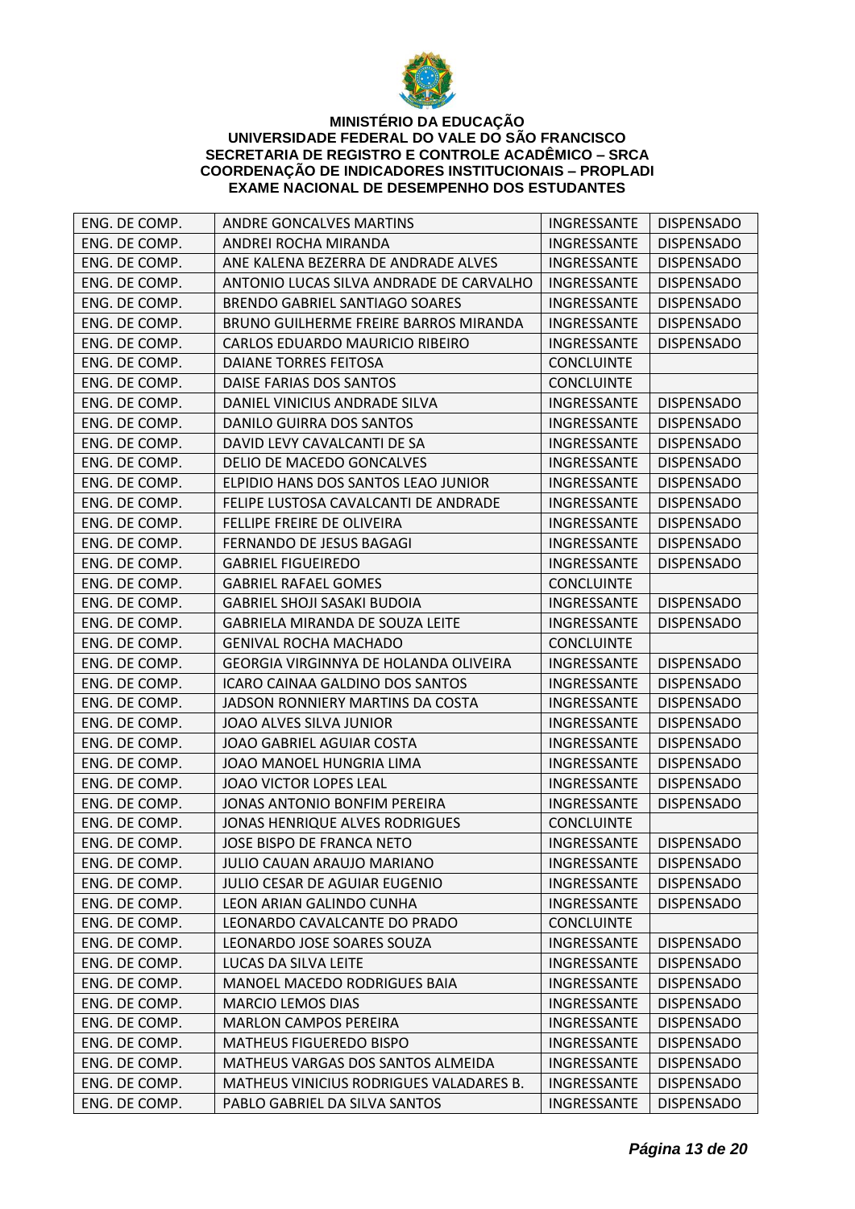**MINISTÉRIO DA EDUCAÇÃO**
**UNIVERSIDADE FEDERAL DO VALE DO SÃO FRANCISCO**
**SECRETARIA DE REGISTRO E CONTROLE ACADÊMICO – SRCA**
**COORDENAÇÃO DE INDICADORES INSTITUCIONAIS – PROPLADI**
**EXAME NACIONAL DE DESEMPENHO DOS ESTUDANTES**

| | | | |
|---|---|---|---|
| ENG. DE COMP. | ANDRE GONCALVES MARTINS | INGRESSANTE | DISPENSADO |
| ENG. DE COMP. | ANDREI ROCHA MIRANDA | INGRESSANTE | DISPENSADO |
| ENG. DE COMP. | ANE KALENA BEZERRA DE ANDRADE ALVES | INGRESSANTE | DISPENSADO |
| ENG. DE COMP. | ANTONIO LUCAS SILVA ANDRADE DE CARVALHO | INGRESSANTE | DISPENSADO |
| ENG. DE COMP. | BRENDO GABRIEL SANTIAGO SOARES | INGRESSANTE | DISPENSADO |
| ENG. DE COMP. | BRUNO GUILHERME FREIRE BARROS MIRANDA | INGRESSANTE | DISPENSADO |
| ENG. DE COMP. | CARLOS EDUARDO MAURICIO RIBEIRO | INGRESSANTE | DISPENSADO |
| ENG. DE COMP. | DAIANE TORRES FEITOSA | CONCLUINTE | |
| ENG. DE COMP. | DAISE FARIAS DOS SANTOS | CONCLUINTE | |
| ENG. DE COMP. | DANIEL VINICIUS ANDRADE SILVA | INGRESSANTE | DISPENSADO |
| ENG. DE COMP. | DANILO GUIRRA DOS SANTOS | INGRESSANTE | DISPENSADO |
| ENG. DE COMP. | DAVID LEVY CAVALCANTI DE SA | INGRESSANTE | DISPENSADO |
| ENG. DE COMP. | DELIO DE MACEDO GONCALVES | INGRESSANTE | DISPENSADO |
| ENG. DE COMP. | ELPIDIO HANS DOS SANTOS LEAO JUNIOR | INGRESSANTE | DISPENSADO |
| ENG. DE COMP. | FELIPE LUSTOSA CAVALCANTI DE ANDRADE | INGRESSANTE | DISPENSADO |
| ENG. DE COMP. | FELLIPE FREIRE DE OLIVEIRA | INGRESSANTE | DISPENSADO |
| ENG. DE COMP. | FERNANDO DE JESUS BAGAGI | INGRESSANTE | DISPENSADO |
| ENG. DE COMP. | GABRIEL FIGUEIREDO | INGRESSANTE | DISPENSADO |
| ENG. DE COMP. | GABRIEL RAFAEL GOMES | CONCLUINTE | |
| ENG. DE COMP. | GABRIEL SHOJI SASAKI BUDOIA | INGRESSANTE | DISPENSADO |
| ENG. DE COMP. | GABRIELA MIRANDA DE SOUZA LEITE | INGRESSANTE | DISPENSADO |
| ENG. DE COMP. | GENIVAL ROCHA MACHADO | CONCLUINTE | |
| ENG. DE COMP. | GEORGIA VIRGINNYA DE HOLANDA OLIVEIRA | INGRESSANTE | DISPENSADO |
| ENG. DE COMP. | ICARO CAINAA GALDINO DOS SANTOS | INGRESSANTE | DISPENSADO |
| ENG. DE COMP. | JADSON RONNIERY MARTINS DA COSTA | INGRESSANTE | DISPENSADO |
| ENG. DE COMP. | JOAO ALVES SILVA JUNIOR | INGRESSANTE | DISPENSADO |
| ENG. DE COMP. | JOAO GABRIEL AGUIAR COSTA | INGRESSANTE | DISPENSADO |
| ENG. DE COMP. | JOAO MANOEL HUNGRIA LIMA | INGRESSANTE | DISPENSADO |
| ENG. DE COMP. | JOAO VICTOR LOPES LEAL | INGRESSANTE | DISPENSADO |
| ENG. DE COMP. | JONAS ANTONIO BONFIM PEREIRA | INGRESSANTE | DISPENSADO |
| ENG. DE COMP. | JONAS HENRIQUE ALVES RODRIGUES | CONCLUINTE | |
| ENG. DE COMP. | JOSE BISPO DE FRANCA NETO | INGRESSANTE | DISPENSADO |
| ENG. DE COMP. | JULIO CAUAN ARAUJO MARIANO | INGRESSANTE | DISPENSADO |
| ENG. DE COMP. | JULIO CESAR DE AGUIAR EUGENIO | INGRESSANTE | DISPENSADO |
| ENG. DE COMP. | LEON ARIAN GALINDO CUNHA | INGRESSANTE | DISPENSADO |
| ENG. DE COMP. | LEONARDO CAVALCANTE DO PRADO | CONCLUINTE | |
| ENG. DE COMP. | LEONARDO JOSE SOARES SOUZA | INGRESSANTE | DISPENSADO |
| ENG. DE COMP. | LUCAS DA SILVA LEITE | INGRESSANTE | DISPENSADO |
| ENG. DE COMP. | MANOEL MACEDO RODRIGUES BAIA | INGRESSANTE | DISPENSADO |
| ENG. DE COMP. | MARCIO LEMOS DIAS | INGRESSANTE | DISPENSADO |
| ENG. DE COMP. | MARLON CAMPOS PEREIRA | INGRESSANTE | DISPENSADO |
| ENG. DE COMP. | MATHEUS FIGUEREDO BISPO | INGRESSANTE | DISPENSADO |
| ENG. DE COMP. | MATHEUS VARGAS DOS SANTOS ALMEIDA | INGRESSANTE | DISPENSADO |
| ENG. DE COMP. | MATHEUS VINICIUS RODRIGUES VALADARES B. | INGRESSANTE | DISPENSADO |
| ENG. DE COMP. | PABLO GABRIEL DA SILVA SANTOS | INGRESSANTE | DISPENSADO |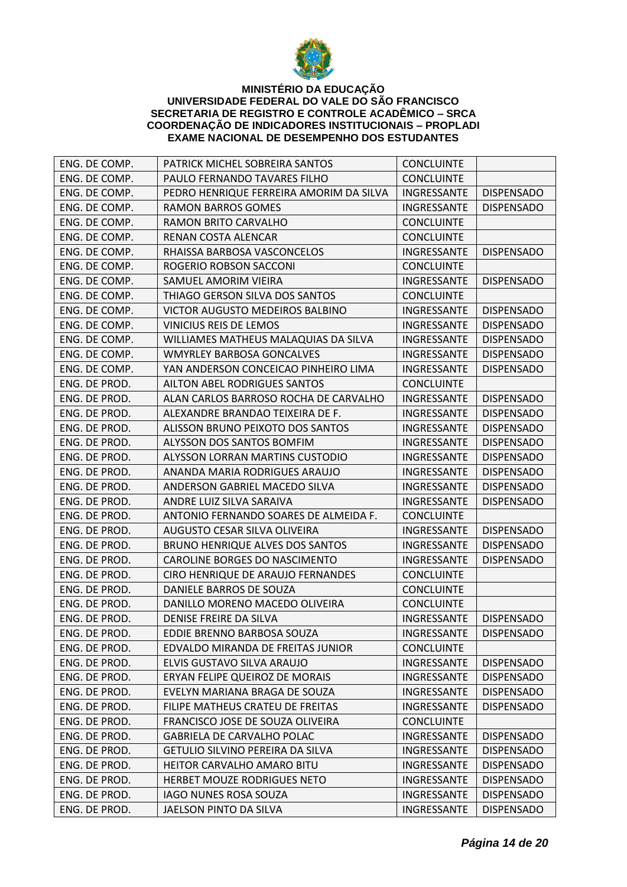**MINISTÉRIO DA EDUCAÇÃO**
**UNIVERSIDADE FEDERAL DO VALE DO SÃO FRANCISCO**
**SECRETARIA DE REGISTRO E CONTROLE ACADÊMICO – SRCA**
**COORDENAÇÃO DE INDICADORES INSTITUCIONAIS – PROPLADI**
**EXAME NACIONAL DE DESEMPENHO DOS ESTUDANTES**

| | | | |
|---|---|---|---|
| ENG. DE COMP. | PATRICK MICHEL SOBREIRA SANTOS | CONCLUINTE | |
| ENG. DE COMP. | PAULO FERNANDO TAVARES FILHO | CONCLUINTE | |
| ENG. DE COMP. | PEDRO HENRIQUE FERREIRA AMORIM DA SILVA | INGRESSANTE | DISPENSADO |
| ENG. DE COMP. | RAMON BARROS GOMES | INGRESSANTE | DISPENSADO |
| ENG. DE COMP. | RAMON BRITO CARVALHO | CONCLUINTE | |
| ENG. DE COMP. | RENAN COSTA ALENCAR | CONCLUINTE | |
| ENG. DE COMP. | RHAISSA BARBOSA VASCONCELOS | INGRESSANTE | DISPENSADO |
| ENG. DE COMP. | ROGERIO ROBSON SACCONI | CONCLUINTE | |
| ENG. DE COMP. | SAMUEL AMORIM VIEIRA | INGRESSANTE | DISPENSADO |
| ENG. DE COMP. | THIAGO GERSON SILVA DOS SANTOS | CONCLUINTE | |
| ENG. DE COMP. | VICTOR AUGUSTO MEDEIROS BALBINO | INGRESSANTE | DISPENSADO |
| ENG. DE COMP. | VINICIUS REIS DE LEMOS | INGRESSANTE | DISPENSADO |
| ENG. DE COMP. | WILLIAMES MATHEUS MALAQUIAS DA SILVA | INGRESSANTE | DISPENSADO |
| ENG. DE COMP. | WMYRLEY BARBOSA GONCALVES | INGRESSANTE | DISPENSADO |
| ENG. DE COMP. | YAN ANDERSON CONCEICAO PINHEIRO LIMA | INGRESSANTE | DISPENSADO |
| ENG. DE PROD. | AILTON ABEL RODRIGUES SANTOS | CONCLUINTE | |
| ENG. DE PROD. | ALAN CARLOS BARROSO ROCHA DE CARVALHO | INGRESSANTE | DISPENSADO |
| ENG. DE PROD. | ALEXANDRE BRANDAO TEIXEIRA DE F. | INGRESSANTE | DISPENSADO |
| ENG. DE PROD. | ALISSON BRUNO PEIXOTO DOS SANTOS | INGRESSANTE | DISPENSADO |
| ENG. DE PROD. | ALYSSON DOS SANTOS BOMFIM | INGRESSANTE | DISPENSADO |
| ENG. DE PROD. | ALYSSON LORRAN MARTINS CUSTODIO | INGRESSANTE | DISPENSADO |
| ENG. DE PROD. | ANANDA MARIA RODRIGUES ARAUJO | INGRESSANTE | DISPENSADO |
| ENG. DE PROD. | ANDERSON GABRIEL MACEDO SILVA | INGRESSANTE | DISPENSADO |
| ENG. DE PROD. | ANDRE LUIZ SILVA SARAIVA | INGRESSANTE | DISPENSADO |
| ENG. DE PROD. | ANTONIO FERNANDO SOARES DE ALMEIDA F. | CONCLUINTE | |
| ENG. DE PROD. | AUGUSTO CESAR SILVA OLIVEIRA | INGRESSANTE | DISPENSADO |
| ENG. DE PROD. | BRUNO HENRIQUE ALVES DOS SANTOS | INGRESSANTE | DISPENSADO |
| ENG. DE PROD. | CAROLINE BORGES DO NASCIMENTO | INGRESSANTE | DISPENSADO |
| ENG. DE PROD. | CIRO HENRIQUE DE ARAUJO FERNANDES | CONCLUINTE | |
| ENG. DE PROD. | DANIELE BARROS DE SOUZA | CONCLUINTE | |
| ENG. DE PROD. | DANILLO MORENO MACEDO OLIVEIRA | CONCLUINTE | |
| ENG. DE PROD. | DENISE FREIRE DA SILVA | INGRESSANTE | DISPENSADO |
| ENG. DE PROD. | EDDIE BRENNO BARBOSA SOUZA | INGRESSANTE | DISPENSADO |
| ENG. DE PROD. | EDVALDO MIRANDA DE FREITAS JUNIOR | CONCLUINTE | |
| ENG. DE PROD. | ELVIS GUSTAVO SILVA ARAUJO | INGRESSANTE | DISPENSADO |
| ENG. DE PROD. | ERYAN FELIPE QUEIROZ DE MORAIS | INGRESSANTE | DISPENSADO |
| ENG. DE PROD. | EVELYN MARIANA BRAGA DE SOUZA | INGRESSANTE | DISPENSADO |
| ENG. DE PROD. | FILIPE MATHEUS CRATEU DE FREITAS | INGRESSANTE | DISPENSADO |
| ENG. DE PROD. | FRANCISCO JOSE DE SOUZA OLIVEIRA | CONCLUINTE | |
| ENG. DE PROD. | GABRIELA DE CARVALHO POLAC | INGRESSANTE | DISPENSADO |
| ENG. DE PROD. | GETULIO SILVINO PEREIRA DA SILVA | INGRESSANTE | DISPENSADO |
| ENG. DE PROD. | HEITOR CARVALHO AMARO BITU | INGRESSANTE | DISPENSADO |
| ENG. DE PROD. | HERBET MOUZE RODRIGUES NETO | INGRESSANTE | DISPENSADO |
| ENG. DE PROD. | IAGO NUNES ROSA SOUZA | INGRESSANTE | DISPENSADO |
| ENG. DE PROD. | JAELSON PINTO DA SILVA | INGRESSANTE | DISPENSADO |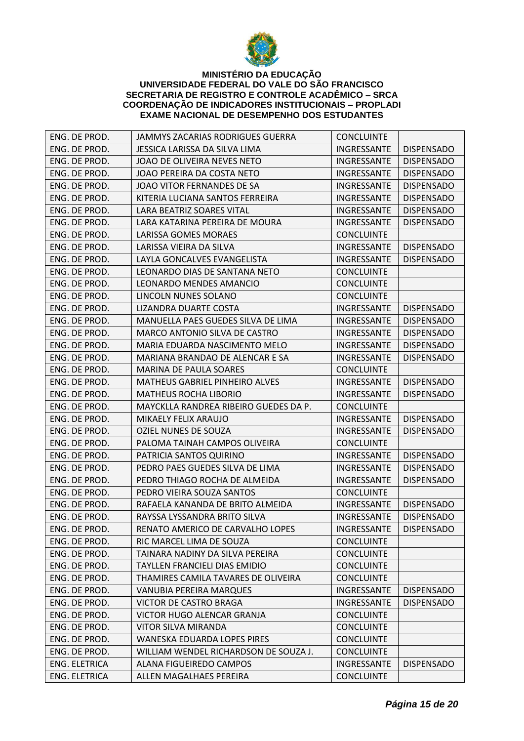**MINISTÉRIO DA EDUCAÇÃO**
**UNIVERSIDADE FEDERAL DO VALE DO SÃO FRANCISCO**
**SECRETARIA DE REGISTRO E CONTROLE ACADÊMICO – SRCA**
**COORDENAÇÃO DE INDICADORES INSTITUCIONAIS – PROPLADI**
**EXAME NACIONAL DE DESEMPENHO DOS ESTUDANTES**

| | | | |
|---|---|---|---|
| ENG. DE PROD. | JAMMYS ZACARIAS RODRIGUES GUERRA | CONCLUINTE | |
| ENG. DE PROD. | JESSICA LARISSA DA SILVA LIMA | INGRESSANTE | DISPENSADO |
| ENG. DE PROD. | JOAO DE OLIVEIRA NEVES NETO | INGRESSANTE | DISPENSADO |
| ENG. DE PROD. | JOAO PEREIRA DA COSTA NETO | INGRESSANTE | DISPENSADO |
| ENG. DE PROD. | JOAO VITOR FERNANDES DE SA | INGRESSANTE | DISPENSADO |
| ENG. DE PROD. | KITERIA LUCIANA SANTOS FERREIRA | INGRESSANTE | DISPENSADO |
| ENG. DE PROD. | LARA BEATRIZ SOARES VITAL | INGRESSANTE | DISPENSADO |
| ENG. DE PROD. | LARA KATARINA PEREIRA DE MOURA | INGRESSANTE | DISPENSADO |
| ENG. DE PROD. | LARISSA GOMES MORAES | CONCLUINTE | |
| ENG. DE PROD. | LARISSA VIEIRA DA SILVA | INGRESSANTE | DISPENSADO |
| ENG. DE PROD. | LAYLA GONCALVES EVANGELISTA | INGRESSANTE | DISPENSADO |
| ENG. DE PROD. | LEONARDO DIAS DE SANTANA NETO | CONCLUINTE | |
| ENG. DE PROD. | LEONARDO MENDES AMANCIO | CONCLUINTE | |
| ENG. DE PROD. | LINCOLN NUNES SOLANO | CONCLUINTE | |
| ENG. DE PROD. | LIZANDRA DUARTE COSTA | INGRESSANTE | DISPENSADO |
| ENG. DE PROD. | MANUELLA PAES GUEDES SILVA DE LIMA | INGRESSANTE | DISPENSADO |
| ENG. DE PROD. | MARCO ANTONIO SILVA DE CASTRO | INGRESSANTE | DISPENSADO |
| ENG. DE PROD. | MARIA EDUARDA NASCIMENTO MELO | INGRESSANTE | DISPENSADO |
| ENG. DE PROD. | MARIANA BRANDAO DE ALENCAR E SA | INGRESSANTE | DISPENSADO |
| ENG. DE PROD. | MARINA DE PAULA SOARES | CONCLUINTE | |
| ENG. DE PROD. | MATHEUS GABRIEL PINHEIRO ALVES | INGRESSANTE | DISPENSADO |
| ENG. DE PROD. | MATHEUS ROCHA LIBORIO | INGRESSANTE | DISPENSADO |
| ENG. DE PROD. | MAYCKLLA RANDREA RIBEIRO GUEDES DA P. | CONCLUINTE | |
| ENG. DE PROD. | MIKAELY FELIX ARAUJO | INGRESSANTE | DISPENSADO |
| ENG. DE PROD. | OZIEL NUNES DE SOUZA | INGRESSANTE | DISPENSADO |
| ENG. DE PROD. | PALOMA TAINAH CAMPOS OLIVEIRA | CONCLUINTE | |
| ENG. DE PROD. | PATRICIA SANTOS QUIRINO | INGRESSANTE | DISPENSADO |
| ENG. DE PROD. | PEDRO PAES GUEDES SILVA DE LIMA | INGRESSANTE | DISPENSADO |
| ENG. DE PROD. | PEDRO THIAGO ROCHA DE ALMEIDA | INGRESSANTE | DISPENSADO |
| ENG. DE PROD. | PEDRO VIEIRA SOUZA SANTOS | CONCLUINTE | |
| ENG. DE PROD. | RAFAELA KANANDA DE BRITO ALMEIDA | INGRESSANTE | DISPENSADO |
| ENG. DE PROD. | RAYSSA LYSSANDRA BRITO SILVA | INGRESSANTE | DISPENSADO |
| ENG. DE PROD. | RENATO AMERICO DE CARVALHO LOPES | INGRESSANTE | DISPENSADO |
| ENG. DE PROD. | RIC MARCEL LIMA DE SOUZA | CONCLUINTE | |
| ENG. DE PROD. | TAINARA NADINY DA SILVA PEREIRA | CONCLUINTE | |
| ENG. DE PROD. | TAYLLEN FRANCIELI DIAS EMIDIO | CONCLUINTE | |
| ENG. DE PROD. | THAMIRES CAMILA TAVARES DE OLIVEIRA | CONCLUINTE | |
| ENG. DE PROD. | VANUBIA PEREIRA MARQUES | INGRESSANTE | DISPENSADO |
| ENG. DE PROD. | VICTOR DE CASTRO BRAGA | INGRESSANTE | DISPENSADO |
| ENG. DE PROD. | VICTOR HUGO ALENCAR GRANJA | CONCLUINTE | |
| ENG. DE PROD. | VITOR SILVA MIRANDA | CONCLUINTE | |
| ENG. DE PROD. | WANESKA EDUARDA LOPES PIRES | CONCLUINTE | |
| ENG. DE PROD. | WILLIAM WENDEL RICHARDSON DE SOUZA J. | CONCLUINTE | |
| ENG. ELETRICA | ALANA FIGUEIREDO CAMPOS | INGRESSANTE | DISPENSADO |
| ENG. ELETRICA | ALLEN MAGALHAES PEREIRA | CONCLUINTE | |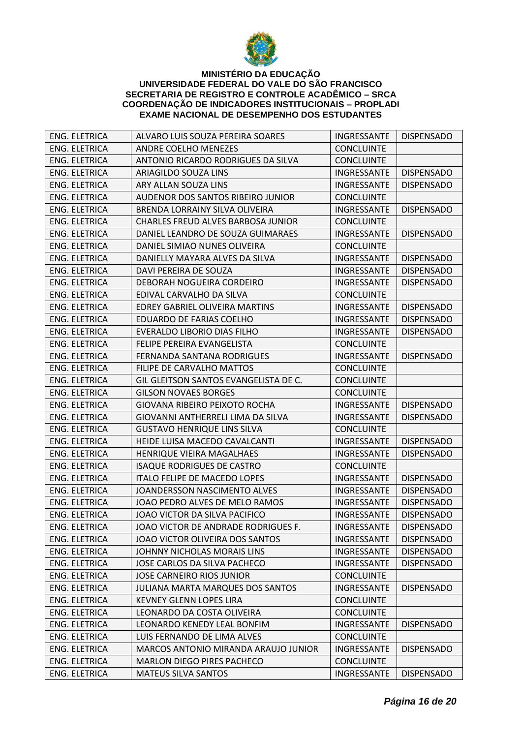**MINISTÉRIO DA EDUCAÇÃO**
**UNIVERSIDADE FEDERAL DO VALE DO SÃO FRANCISCO**
**SECRETARIA DE REGISTRO E CONTROLE ACADÊMICO – SRCA**
**COORDENAÇÃO DE INDICADORES INSTITUCIONAIS – PROPLADI**
**EXAME NACIONAL DE DESEMPENHO DOS ESTUDANTES**

| | | | |
|---|---|---|---|
| ENG. ELETRICA | ALVARO LUIS SOUZA PEREIRA SOARES | INGRESSANTE | DISPENSADO |
| ENG. ELETRICA | ANDRE COELHO MENEZES | CONCLUINTE | |
| ENG. ELETRICA | ANTONIO RICARDO RODRIGUES DA SILVA | CONCLUINTE | |
| ENG. ELETRICA | ARIAGILDO SOUZA LINS | INGRESSANTE | DISPENSADO |
| ENG. ELETRICA | ARY ALLAN SOUZA LINS | INGRESSANTE | DISPENSADO |
| ENG. ELETRICA | AUDENOR DOS SANTOS RIBEIRO JUNIOR | CONCLUINTE | |
| ENG. ELETRICA | BRENDA LORRAINY SILVA OLIVEIRA | INGRESSANTE | DISPENSADO |
| ENG. ELETRICA | CHARLES FREUD ALVES BARBOSA JUNIOR | CONCLUINTE | |
| ENG. ELETRICA | DANIEL LEANDRO DE SOUZA GUIMARAES | INGRESSANTE | DISPENSADO |
| ENG. ELETRICA | DANIEL SIMIAO NUNES OLIVEIRA | CONCLUINTE | |
| ENG. ELETRICA | DANIELLY MAYARA ALVES DA SILVA | INGRESSANTE | DISPENSADO |
| ENG. ELETRICA | DAVI PEREIRA DE SOUZA | INGRESSANTE | DISPENSADO |
| ENG. ELETRICA | DEBORAH NOGUEIRA CORDEIRO | INGRESSANTE | DISPENSADO |
| ENG. ELETRICA | EDIVAL CARVALHO DA SILVA | CONCLUINTE | |
| ENG. ELETRICA | EDREY GABRIEL OLIVEIRA MARTINS | INGRESSANTE | DISPENSADO |
| ENG. ELETRICA | EDUARDO DE FARIAS COELHO | INGRESSANTE | DISPENSADO |
| ENG. ELETRICA | EVERALDO LIBORIO DIAS FILHO | INGRESSANTE | DISPENSADO |
| ENG. ELETRICA | FELIPE PEREIRA EVANGELISTA | CONCLUINTE | |
| ENG. ELETRICA | FERNANDA SANTANA RODRIGUES | INGRESSANTE | DISPENSADO |
| ENG. ELETRICA | FILIPE DE CARVALHO MATTOS | CONCLUINTE | |
| ENG. ELETRICA | GIL GLEITSON SANTOS EVANGELISTA DE C. | CONCLUINTE | |
| ENG. ELETRICA | GILSON NOVAES BORGES | CONCLUINTE | |
| ENG. ELETRICA | GIOVANA RIBEIRO PEIXOTO ROCHA | INGRESSANTE | DISPENSADO |
| ENG. ELETRICA | GIOVANNI ANTHERRELI LIMA DA SILVA | INGRESSANTE | DISPENSADO |
| ENG. ELETRICA | GUSTAVO HENRIQUE LINS SILVA | CONCLUINTE | |
| ENG. ELETRICA | HEIDE LUISA MACEDO CAVALCANTI | INGRESSANTE | DISPENSADO |
| ENG. ELETRICA | HENRIQUE VIEIRA MAGALHAES | INGRESSANTE | DISPENSADO |
| ENG. ELETRICA | ISAQUE RODRIGUES DE CASTRO | CONCLUINTE | |
| ENG. ELETRICA | ITALO FELIPE DE MACEDO LOPES | INGRESSANTE | DISPENSADO |
| ENG. ELETRICA | JOANDERSSON NASCIMENTO ALVES | INGRESSANTE | DISPENSADO |
| ENG. ELETRICA | JOAO PEDRO ALVES DE MELO RAMOS | INGRESSANTE | DISPENSADO |
| ENG. ELETRICA | JOAO VICTOR DA SILVA PACIFICO | INGRESSANTE | DISPENSADO |
| ENG. ELETRICA | JOAO VICTOR DE ANDRADE RODRIGUES F. | INGRESSANTE | DISPENSADO |
| ENG. ELETRICA | JOAO VICTOR OLIVEIRA DOS SANTOS | INGRESSANTE | DISPENSADO |
| ENG. ELETRICA | JOHNNY NICHOLAS MORAIS LINS | INGRESSANTE | DISPENSADO |
| ENG. ELETRICA | JOSE CARLOS DA SILVA PACHECO | INGRESSANTE | DISPENSADO |
| ENG. ELETRICA | JOSE CARNEIRO RIOS JUNIOR | CONCLUINTE | |
| ENG. ELETRICA | JULIANA MARTA MARQUES DOS SANTOS | INGRESSANTE | DISPENSADO |
| ENG. ELETRICA | KEVNEY GLENN LOPES LIRA | CONCLUINTE | |
| ENG. ELETRICA | LEONARDO DA COSTA OLIVEIRA | CONCLUINTE | |
| ENG. ELETRICA | LEONARDO KENEDY LEAL BONFIM | INGRESSANTE | DISPENSADO |
| ENG. ELETRICA | LUIS FERNANDO DE LIMA ALVES | CONCLUINTE | |
| ENG. ELETRICA | MARCOS ANTONIO MIRANDA ARAUJO JUNIOR | INGRESSANTE | DISPENSADO |
| ENG. ELETRICA | MARLON DIEGO PIRES PACHECO | CONCLUINTE | |
| ENG. ELETRICA | MATEUS SILVA SANTOS | INGRESSANTE | DISPENSADO |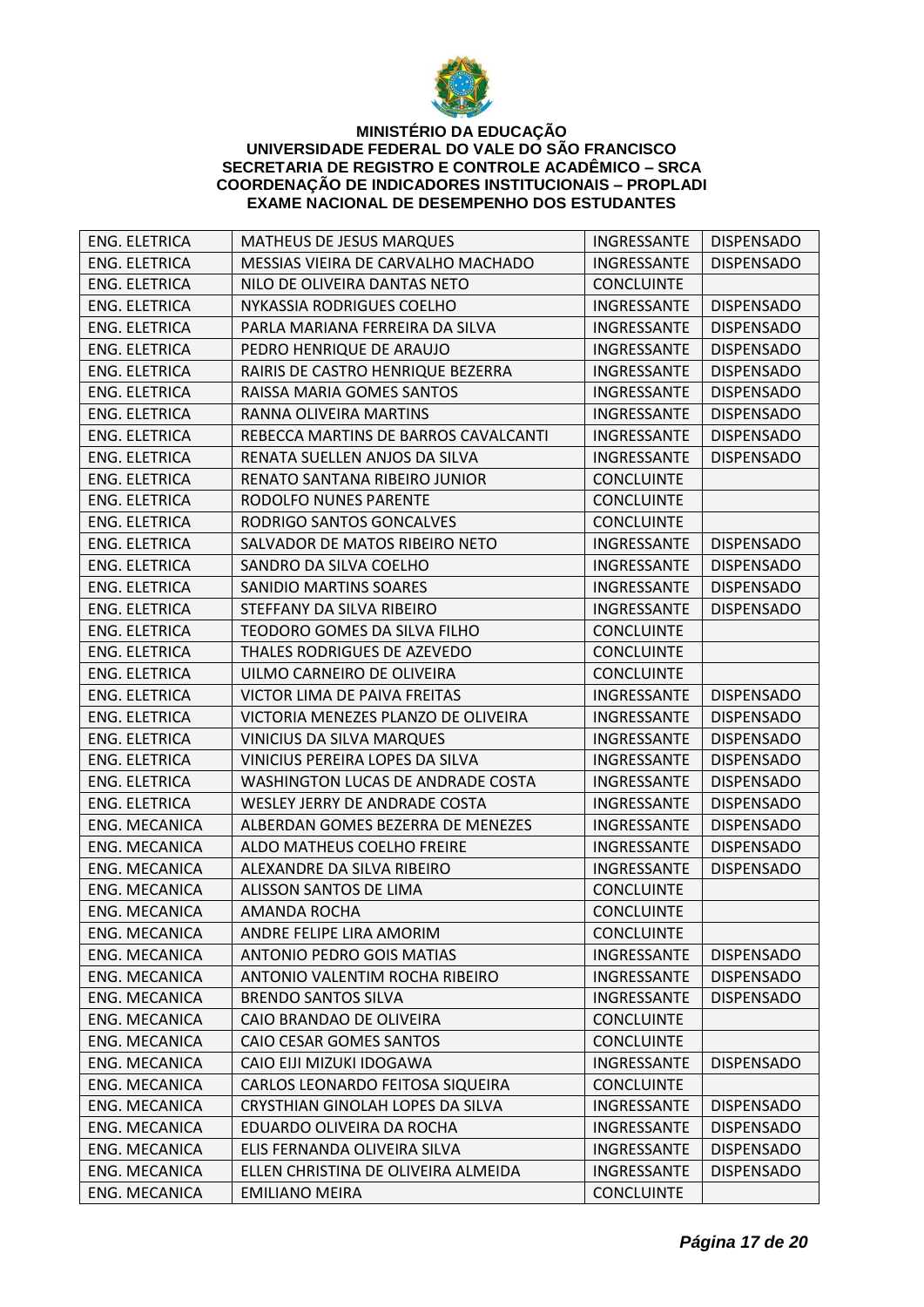**MINISTÉRIO DA EDUCAÇÃO**
**UNIVERSIDADE FEDERAL DO VALE DO SÃO FRANCISCO**
**SECRETARIA DE REGISTRO E CONTROLE ACADÊMICO – SRCA**
**COORDENAÇÃO DE INDICADORES INSTITUCIONAIS – PROPLADI**
**EXAME NACIONAL DE DESEMPENHO DOS ESTUDANTES**

| | | | |
|---|---|---|---|
| ENG. ELETRICA | MATHEUS DE JESUS MARQUES | INGRESSANTE | DISPENSADO |
| ENG. ELETRICA | MESSIAS VIEIRA DE CARVALHO MACHADO | INGRESSANTE | DISPENSADO |
| ENG. ELETRICA | NILO DE OLIVEIRA DANTAS NETO | CONCLUINTE | |
| ENG. ELETRICA | NYKASSIA RODRIGUES COELHO | INGRESSANTE | DISPENSADO |
| ENG. ELETRICA | PARLA MARIANA FERREIRA DA SILVA | INGRESSANTE | DISPENSADO |
| ENG. ELETRICA | PEDRO HENRIQUE DE ARAUJO | INGRESSANTE | DISPENSADO |
| ENG. ELETRICA | RAIRIS DE CASTRO HENRIQUE BEZERRA | INGRESSANTE | DISPENSADO |
| ENG. ELETRICA | RAISSA MARIA GOMES SANTOS | INGRESSANTE | DISPENSADO |
| ENG. ELETRICA | RANNA OLIVEIRA MARTINS | INGRESSANTE | DISPENSADO |
| ENG. ELETRICA | REBECCA MARTINS DE BARROS CAVALCANTI | INGRESSANTE | DISPENSADO |
| ENG. ELETRICA | RENATA SUELLEN ANJOS DA SILVA | INGRESSANTE | DISPENSADO |
| ENG. ELETRICA | RENATO SANTANA RIBEIRO JUNIOR | CONCLUINTE | |
| ENG. ELETRICA | RODOLFO NUNES PARENTE | CONCLUINTE | |
| ENG. ELETRICA | RODRIGO SANTOS GONCALVES | CONCLUINTE | |
| ENG. ELETRICA | SALVADOR DE MATOS RIBEIRO NETO | INGRESSANTE | DISPENSADO |
| ENG. ELETRICA | SANDRO DA SILVA COELHO | INGRESSANTE | DISPENSADO |
| ENG. ELETRICA | SANIDIO MARTINS SOARES | INGRESSANTE | DISPENSADO |
| ENG. ELETRICA | STEFFANY DA SILVA RIBEIRO | INGRESSANTE | DISPENSADO |
| ENG. ELETRICA | TEODORO GOMES DA SILVA FILHO | CONCLUINTE | |
| ENG. ELETRICA | THALES RODRIGUES DE AZEVEDO | CONCLUINTE | |
| ENG. ELETRICA | UILMO CARNEIRO DE OLIVEIRA | CONCLUINTE | |
| ENG. ELETRICA | VICTOR LIMA DE PAIVA FREITAS | INGRESSANTE | DISPENSADO |
| ENG. ELETRICA | VICTORIA MENEZES PLANZO DE OLIVEIRA | INGRESSANTE | DISPENSADO |
| ENG. ELETRICA | VINICIUS DA SILVA MARQUES | INGRESSANTE | DISPENSADO |
| ENG. ELETRICA | VINICIUS PEREIRA LOPES DA SILVA | INGRESSANTE | DISPENSADO |
| ENG. ELETRICA | WASHINGTON LUCAS DE ANDRADE COSTA | INGRESSANTE | DISPENSADO |
| ENG. ELETRICA | WESLEY JERRY DE ANDRADE COSTA | INGRESSANTE | DISPENSADO |
| ENG. MECANICA | ALBERDAN GOMES BEZERRA DE MENEZES | INGRESSANTE | DISPENSADO |
| ENG. MECANICA | ALDO MATHEUS COELHO FREIRE | INGRESSANTE | DISPENSADO |
| ENG. MECANICA | ALEXANDRE DA SILVA RIBEIRO | INGRESSANTE | DISPENSADO |
| ENG. MECANICA | ALISSON SANTOS DE LIMA | CONCLUINTE | |
| ENG. MECANICA | AMANDA ROCHA | CONCLUINTE | |
| ENG. MECANICA | ANDRE FELIPE LIRA AMORIM | CONCLUINTE | |
| ENG. MECANICA | ANTONIO PEDRO GOIS MATIAS | INGRESSANTE | DISPENSADO |
| ENG. MECANICA | ANTONIO VALENTIM ROCHA RIBEIRO | INGRESSANTE | DISPENSADO |
| ENG. MECANICA | BRENDO SANTOS SILVA | INGRESSANTE | DISPENSADO |
| ENG. MECANICA | CAIO BRANDAO DE OLIVEIRA | CONCLUINTE | |
| ENG. MECANICA | CAIO CESAR GOMES SANTOS | CONCLUINTE | |
| ENG. MECANICA | CAIO EIJI MIZUKI IDOGAWA | INGRESSANTE | DISPENSADO |
| ENG. MECANICA | CARLOS LEONARDO FEITOSA SIQUEIRA | CONCLUINTE | |
| ENG. MECANICA | CRYSTHIAN GINOLAH LOPES DA SILVA | INGRESSANTE | DISPENSADO |
| ENG. MECANICA | EDUARDO OLIVEIRA DA ROCHA | INGRESSANTE | DISPENSADO |
| ENG. MECANICA | ELIS FERNANDA OLIVEIRA SILVA | INGRESSANTE | DISPENSADO |
| ENG. MECANICA | ELLEN CHRISTINA DE OLIVEIRA ALMEIDA | INGRESSANTE | DISPENSADO |
| ENG. MECANICA | EMILIANO MEIRA | CONCLUINTE | |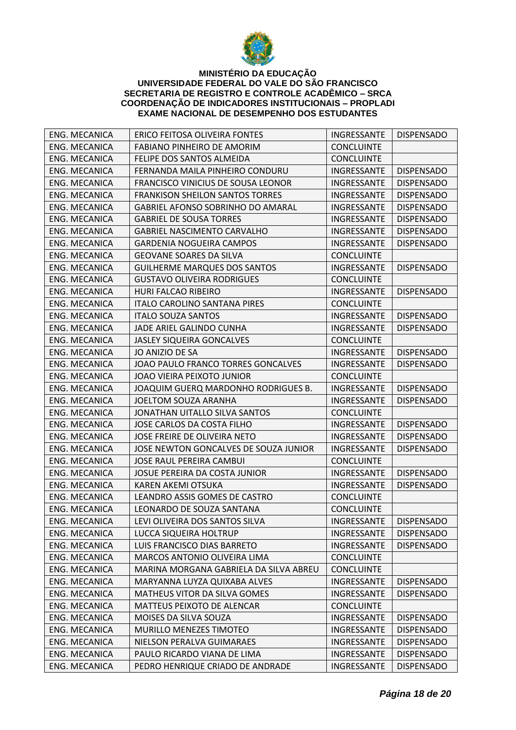**MINISTÉRIO DA EDUCAÇÃO**
**UNIVERSIDADE FEDERAL DO VALE DO SÃO FRANCISCO**
**SECRETARIA DE REGISTRO E CONTROLE ACADÊMICO – SRCA**
**COORDENAÇÃO DE INDICADORES INSTITUCIONAIS – PROPLADI**
**EXAME NACIONAL DE DESEMPENHO DOS ESTUDANTES**

| | | | |
|---|---|---|---|
| ENG. MECANICA | ERICO FEITOSA OLIVEIRA FONTES | INGRESSANTE | DISPENSADO |
| ENG. MECANICA | FABIANO PINHEIRO DE AMORIM | CONCLUINTE | |
| ENG. MECANICA | FELIPE DOS SANTOS ALMEIDA | CONCLUINTE | |
| ENG. MECANICA | FERNANDA MAILA PINHEIRO CONDURU | INGRESSANTE | DISPENSADO |
| ENG. MECANICA | FRANCISCO VINICIUS DE SOUSA LEONOR | INGRESSANTE | DISPENSADO |
| ENG. MECANICA | FRANKISON SHEILON SANTOS TORRES | INGRESSANTE | DISPENSADO |
| ENG. MECANICA | GABRIEL AFONSO SOBRINHO DO AMARAL | INGRESSANTE | DISPENSADO |
| ENG. MECANICA | GABRIEL DE SOUSA TORRES | INGRESSANTE | DISPENSADO |
| ENG. MECANICA | GABRIEL NASCIMENTO CARVALHO | INGRESSANTE | DISPENSADO |
| ENG. MECANICA | GARDENIA NOGUEIRA CAMPOS | INGRESSANTE | DISPENSADO |
| ENG. MECANICA | GEOVANE SOARES DA SILVA | CONCLUINTE | |
| ENG. MECANICA | GUILHERME MARQUES DOS SANTOS | INGRESSANTE | DISPENSADO |
| ENG. MECANICA | GUSTAVO OLIVEIRA RODRIGUES | CONCLUINTE | |
| ENG. MECANICA | HURI FALCAO RIBEIRO | INGRESSANTE | DISPENSADO |
| ENG. MECANICA | ITALO CAROLINO SANTANA PIRES | CONCLUINTE | |
| ENG. MECANICA | ITALO SOUZA SANTOS | INGRESSANTE | DISPENSADO |
| ENG. MECANICA | JADE ARIEL GALINDO CUNHA | INGRESSANTE | DISPENSADO |
| ENG. MECANICA | JASLEY SIQUEIRA GONCALVES | CONCLUINTE | |
| ENG. MECANICA | JO ANIZIO DE SA | INGRESSANTE | DISPENSADO |
| ENG. MECANICA | JOAO PAULO FRANCO TORRES GONCALVES | INGRESSANTE | DISPENSADO |
| ENG. MECANICA | JOAO VIEIRA PEIXOTO JUNIOR | CONCLUINTE | |
| ENG. MECANICA | JOAQUIM GUERQ MARDONHO RODRIGUES B. | INGRESSANTE | DISPENSADO |
| ENG. MECANICA | JOELTOM SOUZA ARANHA | INGRESSANTE | DISPENSADO |
| ENG. MECANICA | JONATHAN UITALLO SILVA SANTOS | CONCLUINTE | |
| ENG. MECANICA | JOSE CARLOS DA COSTA FILHO | INGRESSANTE | DISPENSADO |
| ENG. MECANICA | JOSE FREIRE DE OLIVEIRA NETO | INGRESSANTE | DISPENSADO |
| ENG. MECANICA | JOSE NEWTON GONCALVES DE SOUZA JUNIOR | INGRESSANTE | DISPENSADO |
| ENG. MECANICA | JOSE RAUL PEREIRA CAMBUI | CONCLUINTE | |
| ENG. MECANICA | JOSUE PEREIRA DA COSTA JUNIOR | INGRESSANTE | DISPENSADO |
| ENG. MECANICA | KAREN AKEMI OTSUKA | INGRESSANTE | DISPENSADO |
| ENG. MECANICA | LEANDRO ASSIS GOMES DE CASTRO | CONCLUINTE | |
| ENG. MECANICA | LEONARDO DE SOUZA SANTANA | CONCLUINTE | |
| ENG. MECANICA | LEVI OLIVEIRA DOS SANTOS SILVA | INGRESSANTE | DISPENSADO |
| ENG. MECANICA | LUCCA SIQUEIRA HOLTRUP | INGRESSANTE | DISPENSADO |
| ENG. MECANICA | LUIS FRANCISCO DIAS BARRETO | INGRESSANTE | DISPENSADO |
| ENG. MECANICA | MARCOS ANTONIO OLIVEIRA LIMA | CONCLUINTE | |
| ENG. MECANICA | MARINA MORGANA GABRIELA DA SILVA ABREU | CONCLUINTE | |
| ENG. MECANICA | MARYANNA LUYZA QUIXABA ALVES | INGRESSANTE | DISPENSADO |
| ENG. MECANICA | MATHEUS VITOR DA SILVA GOMES | INGRESSANTE | DISPENSADO |
| ENG. MECANICA | MATTEUS PEIXOTO DE ALENCAR | CONCLUINTE | |
| ENG. MECANICA | MOISES DA SILVA SOUZA | INGRESSANTE | DISPENSADO |
| ENG. MECANICA | MURILLO MENEZES TIMOTEO | INGRESSANTE | DISPENSADO |
| ENG. MECANICA | NIELSON PERALVA GUIMARAES | INGRESSANTE | DISPENSADO |
| ENG. MECANICA | PAULO RICARDO VIANA DE LIMA | INGRESSANTE | DISPENSADO |
| ENG. MECANICA | PEDRO HENRIQUE CRIADO DE ANDRADE | INGRESSANTE | DISPENSADO |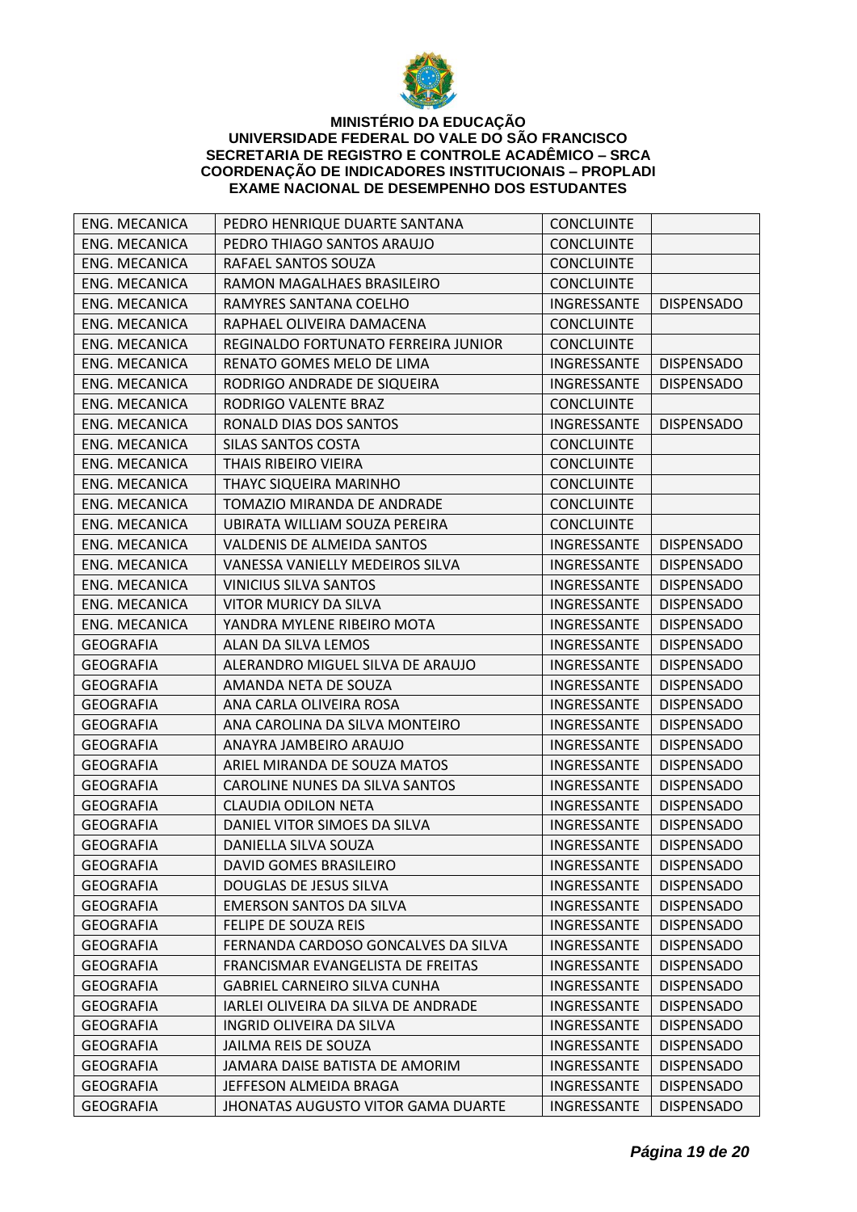**MINISTÉRIO DA EDUCAÇÃO**
**UNIVERSIDADE FEDERAL DO VALE DO SÃO FRANCISCO**
**SECRETARIA DE REGISTRO E CONTROLE ACADÊMICO – SRCA**
**COORDENAÇÃO DE INDICADORES INSTITUCIONAIS – PROPLADI**
**EXAME NACIONAL DE DESEMPENHO DOS ESTUDANTES**

| | | | |
|---|---|---|---|
| ENG. MECANICA | PEDRO HENRIQUE DUARTE SANTANA | CONCLUINTE | |
| ENG. MECANICA | PEDRO THIAGO SANTOS ARAUJO | CONCLUINTE | |
| ENG. MECANICA | RAFAEL SANTOS SOUZA | CONCLUINTE | |
| ENG. MECANICA | RAMON MAGALHAES BRASILEIRO | CONCLUINTE | |
| ENG. MECANICA | RAMYRES SANTANA COELHO | INGRESSANTE | DISPENSADO |
| ENG. MECANICA | RAPHAEL OLIVEIRA DAMACENA | CONCLUINTE | |
| ENG. MECANICA | REGINALDO FORTUNATO FERREIRA JUNIOR | CONCLUINTE | |
| ENG. MECANICA | RENATO GOMES MELO DE LIMA | INGRESSANTE | DISPENSADO |
| ENG. MECANICA | RODRIGO ANDRADE DE SIQUEIRA | INGRESSANTE | DISPENSADO |
| ENG. MECANICA | RODRIGO VALENTE BRAZ | CONCLUINTE | |
| ENG. MECANICA | RONALD DIAS DOS SANTOS | INGRESSANTE | DISPENSADO |
| ENG. MECANICA | SILAS SANTOS COSTA | CONCLUINTE | |
| ENG. MECANICA | THAIS RIBEIRO VIEIRA | CONCLUINTE | |
| ENG. MECANICA | THAYC SIQUEIRA MARINHO | CONCLUINTE | |
| ENG. MECANICA | TOMAZIO MIRANDA DE ANDRADE | CONCLUINTE | |
| ENG. MECANICA | UBIRATA WILLIAM SOUZA PEREIRA | CONCLUINTE | |
| ENG. MECANICA | VALDENIS DE ALMEIDA SANTOS | INGRESSANTE | DISPENSADO |
| ENG. MECANICA | VANESSA VANIELLY MEDEIROS SILVA | INGRESSANTE | DISPENSADO |
| ENG. MECANICA | VINICIUS SILVA SANTOS | INGRESSANTE | DISPENSADO |
| ENG. MECANICA | VITOR MURICY DA SILVA | INGRESSANTE | DISPENSADO |
| ENG. MECANICA | YANDRA MYLENE RIBEIRO MOTA | INGRESSANTE | DISPENSADO |
| GEOGRAFIA | ALAN DA SILVA LEMOS | INGRESSANTE | DISPENSADO |
| GEOGRAFIA | ALERANDRO MIGUEL SILVA DE ARAUJO | INGRESSANTE | DISPENSADO |
| GEOGRAFIA | AMANDA NETA DE SOUZA | INGRESSANTE | DISPENSADO |
| GEOGRAFIA | ANA CARLA OLIVEIRA ROSA | INGRESSANTE | DISPENSADO |
| GEOGRAFIA | ANA CAROLINA DA SILVA MONTEIRO | INGRESSANTE | DISPENSADO |
| GEOGRAFIA | ANAYRA JAMBEIRO ARAUJO | INGRESSANTE | DISPENSADO |
| GEOGRAFIA | ARIEL MIRANDA DE SOUZA MATOS | INGRESSANTE | DISPENSADO |
| GEOGRAFIA | CAROLINE NUNES DA SILVA SANTOS | INGRESSANTE | DISPENSADO |
| GEOGRAFIA | CLAUDIA ODILON NETA | INGRESSANTE | DISPENSADO |
| GEOGRAFIA | DANIEL VITOR SIMOES DA SILVA | INGRESSANTE | DISPENSADO |
| GEOGRAFIA | DANIELLA SILVA SOUZA | INGRESSANTE | DISPENSADO |
| GEOGRAFIA | DAVID GOMES BRASILEIRO | INGRESSANTE | DISPENSADO |
| GEOGRAFIA | DOUGLAS DE JESUS SILVA | INGRESSANTE | DISPENSADO |
| GEOGRAFIA | EMERSON SANTOS DA SILVA | INGRESSANTE | DISPENSADO |
| GEOGRAFIA | FELIPE DE SOUZA REIS | INGRESSANTE | DISPENSADO |
| GEOGRAFIA | FERNANDA CARDOSO GONCALVES DA SILVA | INGRESSANTE | DISPENSADO |
| GEOGRAFIA | FRANCISMAR EVANGELISTA DE FREITAS | INGRESSANTE | DISPENSADO |
| GEOGRAFIA | GABRIEL CARNEIRO SILVA CUNHA | INGRESSANTE | DISPENSADO |
| GEOGRAFIA | IARLEI OLIVEIRA DA SILVA DE ANDRADE | INGRESSANTE | DISPENSADO |
| GEOGRAFIA | INGRID OLIVEIRA DA SILVA | INGRESSANTE | DISPENSADO |
| GEOGRAFIA | JAILMA REIS DE SOUZA | INGRESSANTE | DISPENSADO |
| GEOGRAFIA | JAMARA DAISE BATISTA DE AMORIM | INGRESSANTE | DISPENSADO |
| GEOGRAFIA | JEFFESON ALMEIDA BRAGA | INGRESSANTE | DISPENSADO |
| GEOGRAFIA | JHONATAS AUGUSTO VITOR GAMA DUARTE | INGRESSANTE | DISPENSADO |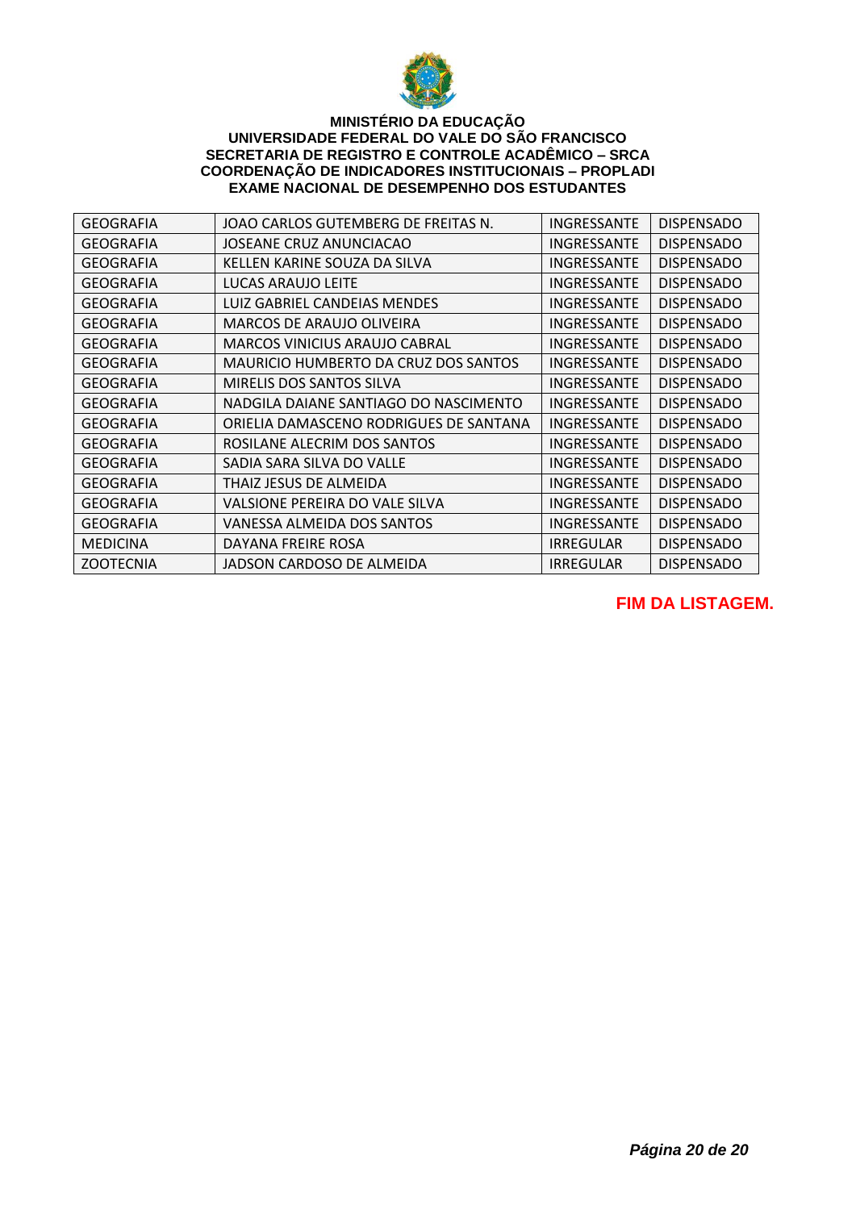**MINISTÉRIO DA EDUCAÇÃO**
**UNIVERSIDADE FEDERAL DO VALE DO SÃO FRANCISCO**
**SECRETARIA DE REGISTRO E CONTROLE ACADÊMICO – SRCA**
**COORDENAÇÃO DE INDICADORES INSTITUCIONAIS – PROPLADI**
**EXAME NACIONAL DE DESEMPENHO DOS ESTUDANTES**

| | | | |
|---|---|---|---|
| GEOGRAFIA | JOAO CARLOS GUTEMBERG DE FREITAS N. | INGRESSANTE | DISPENSADO |
| GEOGRAFIA | JOSEANE CRUZ ANUNCIACAO | INGRESSANTE | DISPENSADO |
| GEOGRAFIA | KELLEN KARINE SOUZA DA SILVA | INGRESSANTE | DISPENSADO |
| GEOGRAFIA | LUCAS ARAUJO LEITE | INGRESSANTE | DISPENSADO |
| GEOGRAFIA | LUIZ GABRIEL CANDEIAS MENDES | INGRESSANTE | DISPENSADO |
| GEOGRAFIA | MARCOS DE ARAUJO OLIVEIRA | INGRESSANTE | DISPENSADO |
| GEOGRAFIA | MARCOS VINICIUS ARAUJO CABRAL | INGRESSANTE | DISPENSADO |
| GEOGRAFIA | MAURICIO HUMBERTO DA CRUZ DOS SANTOS | INGRESSANTE | DISPENSADO |
| GEOGRAFIA | MIRELIS DOS SANTOS SILVA | INGRESSANTE | DISPENSADO |
| GEOGRAFIA | NADGILA DAIANE SANTIAGO DO NASCIMENTO | INGRESSANTE | DISPENSADO |
| GEOGRAFIA | ORIELIA DAMASCENO RODRIGUES DE SANTANA | INGRESSANTE | DISPENSADO |
| GEOGRAFIA | ROSILANE ALECRIM DOS SANTOS | INGRESSANTE | DISPENSADO |
| GEOGRAFIA | SADIA SARA SILVA DO VALLE | INGRESSANTE | DISPENSADO |
| GEOGRAFIA | THAIZ JESUS DE ALMEIDA | INGRESSANTE | DISPENSADO |
| GEOGRAFIA | VALSIONE PEREIRA DO VALE SILVA | INGRESSANTE | DISPENSADO |
| GEOGRAFIA | VANESSA ALMEIDA DOS SANTOS | INGRESSANTE | DISPENSADO |
| MEDICINA | DAYANA FREIRE ROSA | IRREGULAR | DISPENSADO |
| ZOOTECNIA | JADSON CARDOSO DE ALMEIDA | IRREGULAR | DISPENSADO |

**FIM DA LISTAGEM.**